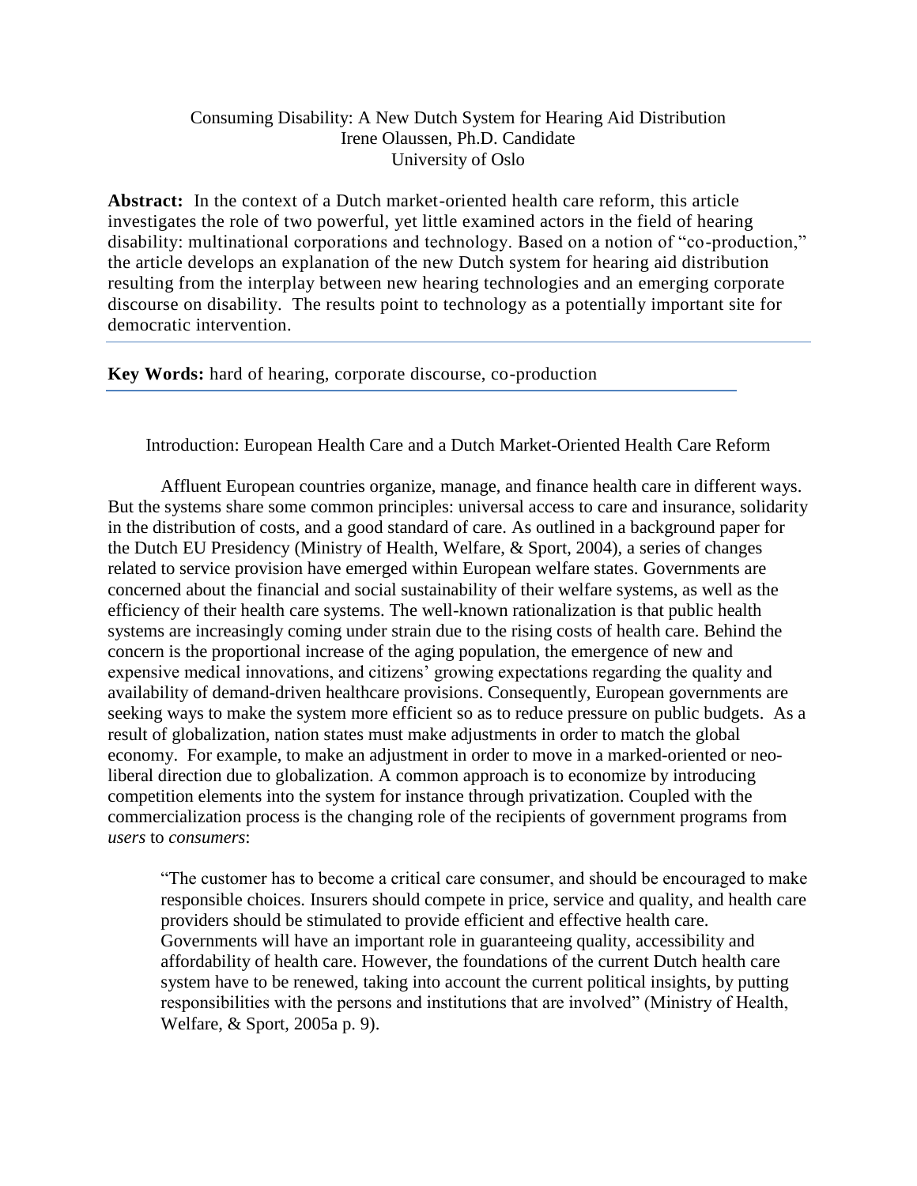# Consuming Disability: A New Dutch System for Hearing Aid Distribution

Irene Olaussen, Ph.D. Candidate
University of Oslo

**Abstract:** In the context of a Dutch market-oriented health care reform, this article investigates the role of two powerful, yet little examined actors in the field of hearing disability: multinational corporations and technology. Based on a notion of "co-production," the article develops an explanation of the new Dutch system for hearing aid distribution resulting from the interplay between new hearing technologies and an emerging corporate discourse on disability. The results point to technology as a potentially important site for democratic intervention.

**Key Words:** hard of hearing, corporate discourse, co-production

## Introduction: European Health Care and a Dutch Market-Oriented Health Care Reform

Affluent European countries organize, manage, and finance health care in different ways. But the systems share some common principles: universal access to care and insurance, solidarity in the distribution of costs, and a good standard of care. As outlined in a background paper for the Dutch EU Presidency (Ministry of Health, Welfare, & Sport, 2004), a series of changes related to service provision have emerged within European welfare states. Governments are concerned about the financial and social sustainability of their welfare systems, as well as the efficiency of their health care systems. The well-known rationalization is that public health systems are increasingly coming under strain due to the rising costs of health care. Behind the concern is the proportional increase of the aging population, the emergence of new and expensive medical innovations, and citizens' growing expectations regarding the quality and availability of demand-driven healthcare provisions. Consequently, European governments are seeking ways to make the system more efficient so as to reduce pressure on public budgets. As a result of globalization, nation states must make adjustments in order to match the global economy. For example, to make an adjustment in order to move in a marked-oriented or neo-liberal direction due to globalization. A common approach is to economize by introducing competition elements into the system for instance through privatization. Coupled with the commercialization process is the changing role of the recipients of government programs from *users* to *consumers*:

> "The customer has to become a critical care consumer, and should be encouraged to make responsible choices. Insurers should compete in price, service and quality, and health care providers should be stimulated to provide efficient and effective health care. Governments will have an important role in guaranteeing quality, accessibility and affordability of health care. However, the foundations of the current Dutch health care system have to be renewed, taking into account the current political insights, by putting responsibilities with the persons and institutions that are involved" (Ministry of Health, Welfare, & Sport, 2005a p. 9).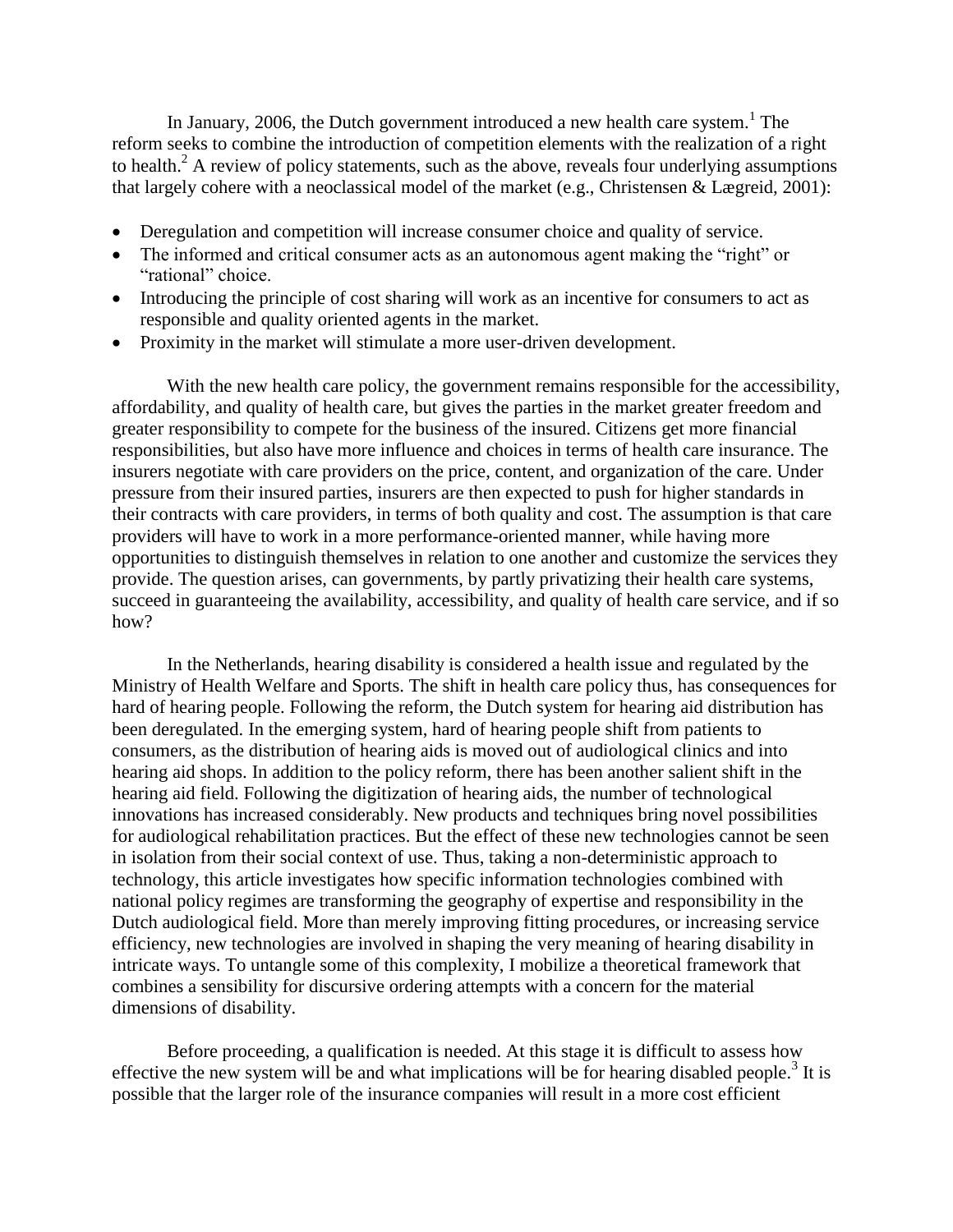In January, 2006, the Dutch government introduced a new health care system.[1] The reform seeks to combine the introduction of competition elements with the realization of a right to health.[2] A review of policy statements, such as the above, reveals four underlying assumptions that largely cohere with a neoclassical model of the market (e.g., Christensen & Lægreid, 2001):

- Deregulation and competition will increase consumer choice and quality of service.
- The informed and critical consumer acts as an autonomous agent making the "right" or "rational" choice.
- Introducing the principle of cost sharing will work as an incentive for consumers to act as responsible and quality oriented agents in the market.
- Proximity in the market will stimulate a more user-driven development.

With the new health care policy, the government remains responsible for the accessibility, affordability, and quality of health care, but gives the parties in the market greater freedom and greater responsibility to compete for the business of the insured. Citizens get more financial responsibilities, but also have more influence and choices in terms of health care insurance. The insurers negotiate with care providers on the price, content, and organization of the care. Under pressure from their insured parties, insurers are then expected to push for higher standards in their contracts with care providers, in terms of both quality and cost. The assumption is that care providers will have to work in a more performance-oriented manner, while having more opportunities to distinguish themselves in relation to one another and customize the services they provide. The question arises, can governments, by partly privatizing their health care systems, succeed in guaranteeing the availability, accessibility, and quality of health care service, and if so how?

In the Netherlands, hearing disability is considered a health issue and regulated by the Ministry of Health Welfare and Sports. The shift in health care policy thus, has consequences for hard of hearing people. Following the reform, the Dutch system for hearing aid distribution has been deregulated. In the emerging system, hard of hearing people shift from patients to consumers, as the distribution of hearing aids is moved out of audiological clinics and into hearing aid shops. In addition to the policy reform, there has been another salient shift in the hearing aid field. Following the digitization of hearing aids, the number of technological innovations has increased considerably. New products and techniques bring novel possibilities for audiological rehabilitation practices. But the effect of these new technologies cannot be seen in isolation from their social context of use. Thus, taking a non-deterministic approach to technology, this article investigates how specific information technologies combined with national policy regimes are transforming the geography of expertise and responsibility in the Dutch audiological field. More than merely improving fitting procedures, or increasing service efficiency, new technologies are involved in shaping the very meaning of hearing disability in intricate ways. To untangle some of this complexity, I mobilize a theoretical framework that combines a sensibility for discursive ordering attempts with a concern for the material dimensions of disability.

Before proceeding, a qualification is needed. At this stage it is difficult to assess how effective the new system will be and what implications will be for hearing disabled people.[3] It is possible that the larger role of the insurance companies will result in a more cost efficient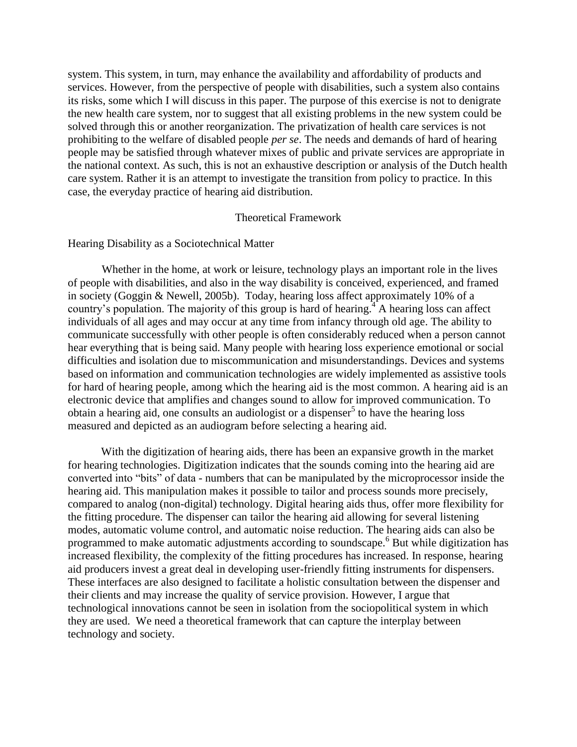system. This system, in turn, may enhance the availability and affordability of products and services. However, from the perspective of people with disabilities, such a system also contains its risks, some which I will discuss in this paper. The purpose of this exercise is not to denigrate the new health care system, nor to suggest that all existing problems in the new system could be solved through this or another reorganization. The privatization of health care services is not prohibiting to the welfare of disabled people *per se*. The needs and demands of hard of hearing people may be satisfied through whatever mixes of public and private services are appropriate in the national context. As such, this is not an exhaustive description or analysis of the Dutch health care system. Rather it is an attempt to investigate the transition from policy to practice. In this case, the everyday practice of hearing aid distribution.

## Theoretical Framework

### Hearing Disability as a Sociotechnical Matter

Whether in the home, at work or leisure, technology plays an important role in the lives of people with disabilities, and also in the way disability is conceived, experienced, and framed in society (Goggin & Newell, 2005b). Today, hearing loss affect approximately 10% of a country's population. The majority of this group is hard of hearing.[4] A hearing loss can affect individuals of all ages and may occur at any time from infancy through old age. The ability to communicate successfully with other people is often considerably reduced when a person cannot hear everything that is being said. Many people with hearing loss experience emotional or social difficulties and isolation due to miscommunication and misunderstandings. Devices and systems based on information and communication technologies are widely implemented as assistive tools for hard of hearing people, among which the hearing aid is the most common. A hearing aid is an electronic device that amplifies and changes sound to allow for improved communication. To obtain a hearing aid, one consults an audiologist or a dispenser[5] to have the hearing loss measured and depicted as an audiogram before selecting a hearing aid.

With the digitization of hearing aids, there has been an expansive growth in the market for hearing technologies. Digitization indicates that the sounds coming into the hearing aid are converted into "bits" of data - numbers that can be manipulated by the microprocessor inside the hearing aid. This manipulation makes it possible to tailor and process sounds more precisely, compared to analog (non-digital) technology. Digital hearing aids thus, offer more flexibility for the fitting procedure. The dispenser can tailor the hearing aid allowing for several listening modes, automatic volume control, and automatic noise reduction. The hearing aids can also be programmed to make automatic adjustments according to soundscape.[6] But while digitization has increased flexibility, the complexity of the fitting procedures has increased. In response, hearing aid producers invest a great deal in developing user-friendly fitting instruments for dispensers. These interfaces are also designed to facilitate a holistic consultation between the dispenser and their clients and may increase the quality of service provision. However, I argue that technological innovations cannot be seen in isolation from the sociopolitical system in which they are used. We need a theoretical framework that can capture the interplay between technology and society.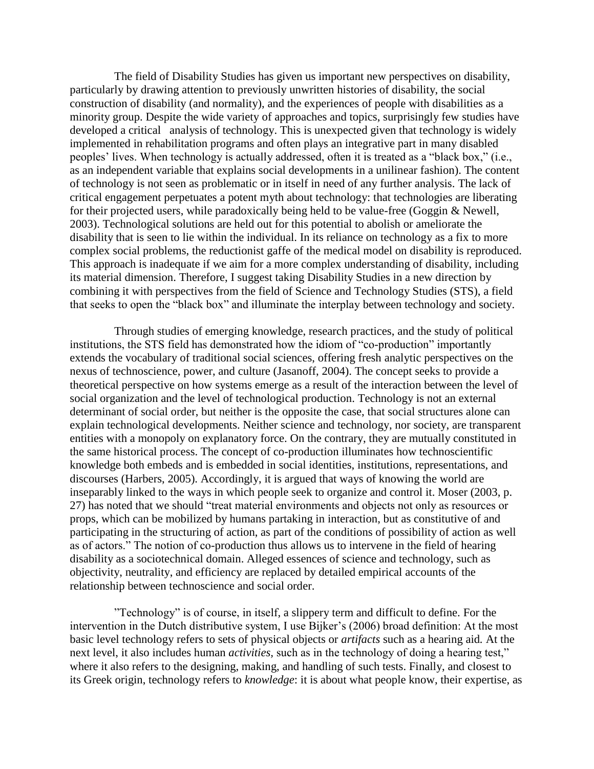The field of Disability Studies has given us important new perspectives on disability, particularly by drawing attention to previously unwritten histories of disability, the social construction of disability (and normality), and the experiences of people with disabilities as a minority group. Despite the wide variety of approaches and topics, surprisingly few studies have developed a critical analysis of technology. This is unexpected given that technology is widely implemented in rehabilitation programs and often plays an integrative part in many disabled peoples' lives. When technology is actually addressed, often it is treated as a "black box," (i.e., as an independent variable that explains social developments in a unilinear fashion). The content of technology is not seen as problematic or in itself in need of any further analysis. The lack of critical engagement perpetuates a potent myth about technology: that technologies are liberating for their projected users, while paradoxically being held to be value-free (Goggin & Newell, 2003). Technological solutions are held out for this potential to abolish or ameliorate the disability that is seen to lie within the individual. In its reliance on technology as a fix to more complex social problems, the reductionist gaffe of the medical model on disability is reproduced. This approach is inadequate if we aim for a more complex understanding of disability, including its material dimension. Therefore, I suggest taking Disability Studies in a new direction by combining it with perspectives from the field of Science and Technology Studies (STS), a field that seeks to open the "black box" and illuminate the interplay between technology and society.

Through studies of emerging knowledge, research practices, and the study of political institutions, the STS field has demonstrated how the idiom of "co-production" importantly extends the vocabulary of traditional social sciences, offering fresh analytic perspectives on the nexus of technoscience, power, and culture (Jasanoff, 2004). The concept seeks to provide a theoretical perspective on how systems emerge as a result of the interaction between the level of social organization and the level of technological production. Technology is not an external determinant of social order, but neither is the opposite the case, that social structures alone can explain technological developments. Neither science and technology, nor society, are transparent entities with a monopoly on explanatory force. On the contrary, they are mutually constituted in the same historical process. The concept of co-production illuminates how technoscientific knowledge both embeds and is embedded in social identities, institutions, representations, and discourses (Harbers, 2005). Accordingly, it is argued that ways of knowing the world are inseparably linked to the ways in which people seek to organize and control it. Moser (2003, p. 27) has noted that we should "treat material environments and objects not only as resources or props, which can be mobilized by humans partaking in interaction, but as constitutive of and participating in the structuring of action, as part of the conditions of possibility of action as well as of actors." The notion of co-production thus allows us to intervene in the field of hearing disability as a sociotechnical domain. Alleged essences of science and technology, such as objectivity, neutrality, and efficiency are replaced by detailed empirical accounts of the relationship between technoscience and social order.

"Technology" is of course, in itself, a slippery term and difficult to define. For the intervention in the Dutch distributive system, I use Bijker's (2006) broad definition: At the most basic level technology refers to sets of physical objects or *artifacts* such as a hearing aid. At the next level, it also includes human *activities*, such as in the technology of doing a hearing test," where it also refers to the designing, making, and handling of such tests. Finally, and closest to its Greek origin, technology refers to *knowledge*: it is about what people know, their expertise, as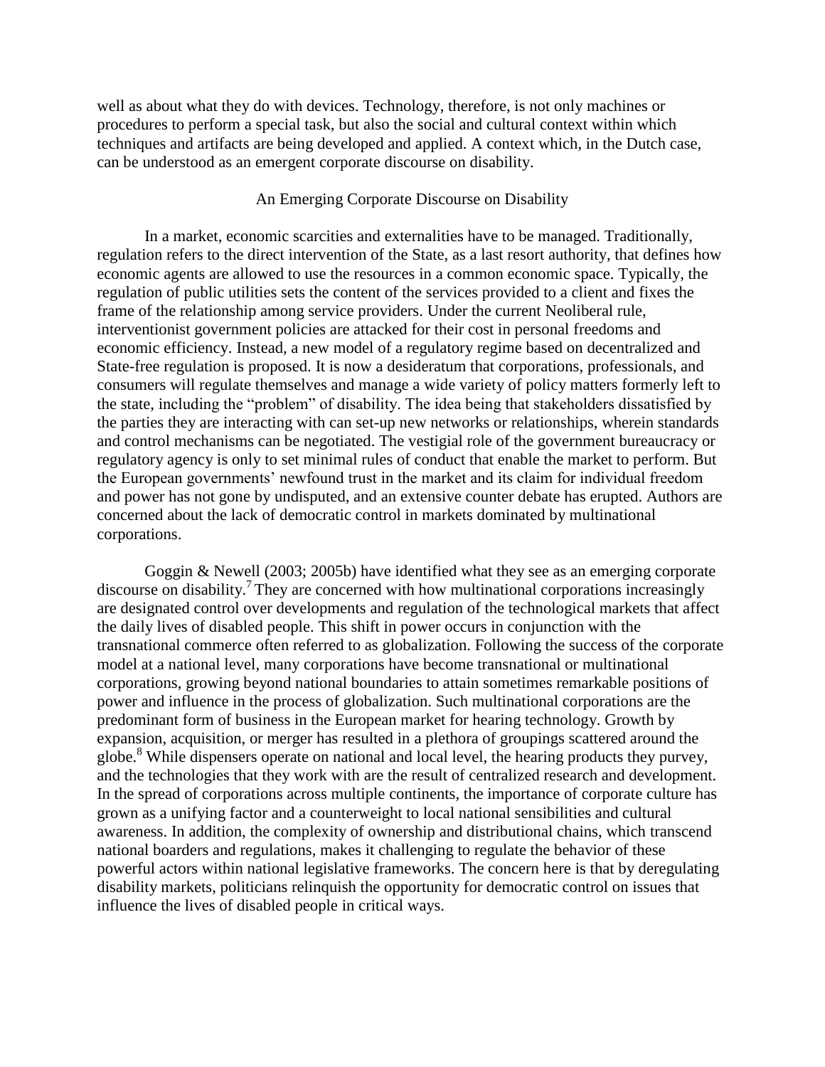well as about what they do with devices. Technology, therefore, is not only machines or procedures to perform a special task, but also the social and cultural context within which techniques and artifacts are being developed and applied. A context which, in the Dutch case, can be understood as an emergent corporate discourse on disability.

## An Emerging Corporate Discourse on Disability

In a market, economic scarcities and externalities have to be managed. Traditionally, regulation refers to the direct intervention of the State, as a last resort authority, that defines how economic agents are allowed to use the resources in a common economic space. Typically, the regulation of public utilities sets the content of the services provided to a client and fixes the frame of the relationship among service providers. Under the current Neoliberal rule, interventionist government policies are attacked for their cost in personal freedoms and economic efficiency. Instead, a new model of a regulatory regime based on decentralized and State-free regulation is proposed. It is now a desideratum that corporations, professionals, and consumers will regulate themselves and manage a wide variety of policy matters formerly left to the state, including the "problem" of disability. The idea being that stakeholders dissatisfied by the parties they are interacting with can set-up new networks or relationships, wherein standards and control mechanisms can be negotiated. The vestigial role of the government bureaucracy or regulatory agency is only to set minimal rules of conduct that enable the market to perform. But the European governments' newfound trust in the market and its claim for individual freedom and power has not gone by undisputed, and an extensive counter debate has erupted. Authors are concerned about the lack of democratic control in markets dominated by multinational corporations.

Goggin & Newell (2003; 2005b) have identified what they see as an emerging corporate discourse on disability.[7] They are concerned with how multinational corporations increasingly are designated control over developments and regulation of the technological markets that affect the daily lives of disabled people. This shift in power occurs in conjunction with the transnational commerce often referred to as globalization. Following the success of the corporate model at a national level, many corporations have become transnational or multinational corporations, growing beyond national boundaries to attain sometimes remarkable positions of power and influence in the process of globalization. Such multinational corporations are the predominant form of business in the European market for hearing technology. Growth by expansion, acquisition, or merger has resulted in a plethora of groupings scattered around the globe.[8] While dispensers operate on national and local level, the hearing products they purvey, and the technologies that they work with are the result of centralized research and development. In the spread of corporations across multiple continents, the importance of corporate culture has grown as a unifying factor and a counterweight to local national sensibilities and cultural awareness. In addition, the complexity of ownership and distributional chains, which transcend national boarders and regulations, makes it challenging to regulate the behavior of these powerful actors within national legislative frameworks. The concern here is that by deregulating disability markets, politicians relinquish the opportunity for democratic control on issues that influence the lives of disabled people in critical ways.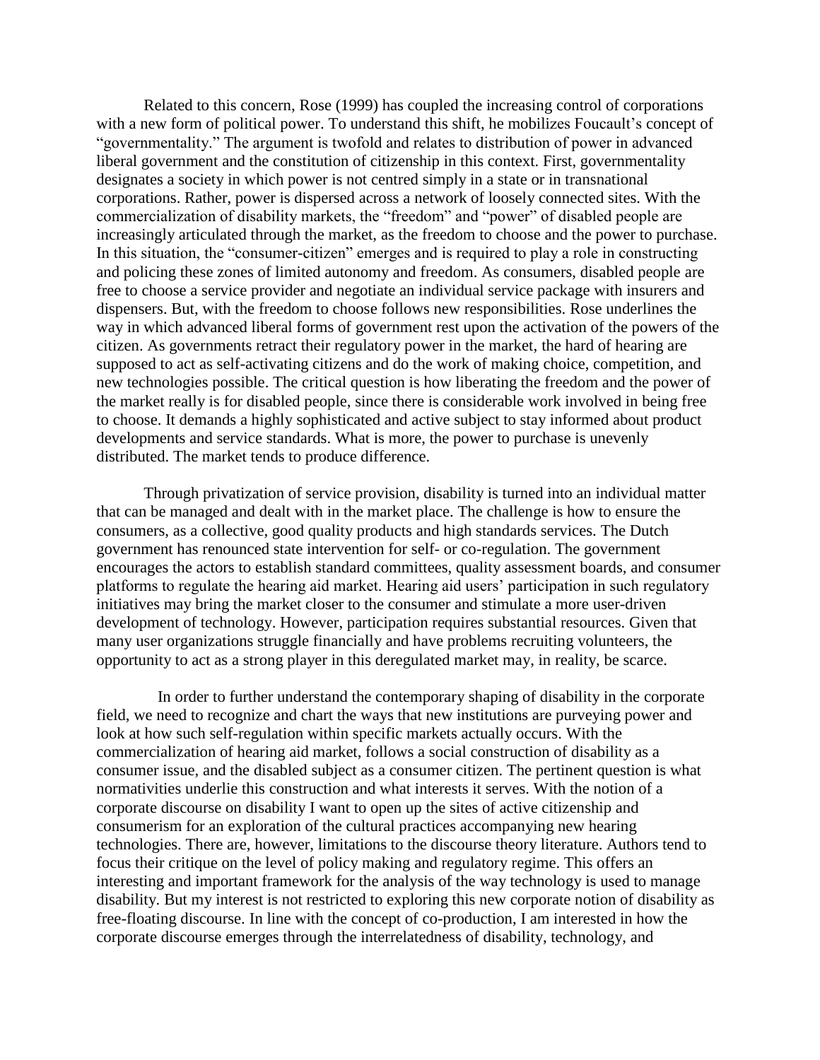Related to this concern, Rose (1999) has coupled the increasing control of corporations with a new form of political power. To understand this shift, he mobilizes Foucault's concept of "governmentality." The argument is twofold and relates to distribution of power in advanced liberal government and the constitution of citizenship in this context. First, governmentality designates a society in which power is not centred simply in a state or in transnational corporations. Rather, power is dispersed across a network of loosely connected sites. With the commercialization of disability markets, the "freedom" and "power" of disabled people are increasingly articulated through the market, as the freedom to choose and the power to purchase. In this situation, the "consumer-citizen" emerges and is required to play a role in constructing and policing these zones of limited autonomy and freedom. As consumers, disabled people are free to choose a service provider and negotiate an individual service package with insurers and dispensers. But, with the freedom to choose follows new responsibilities. Rose underlines the way in which advanced liberal forms of government rest upon the activation of the powers of the citizen. As governments retract their regulatory power in the market, the hard of hearing are supposed to act as self-activating citizens and do the work of making choice, competition, and new technologies possible. The critical question is how liberating the freedom and the power of the market really is for disabled people, since there is considerable work involved in being free to choose. It demands a highly sophisticated and active subject to stay informed about product developments and service standards. What is more, the power to purchase is unevenly distributed. The market tends to produce difference.

Through privatization of service provision, disability is turned into an individual matter that can be managed and dealt with in the market place. The challenge is how to ensure the consumers, as a collective, good quality products and high standards services. The Dutch government has renounced state intervention for self- or co-regulation. The government encourages the actors to establish standard committees, quality assessment boards, and consumer platforms to regulate the hearing aid market. Hearing aid users' participation in such regulatory initiatives may bring the market closer to the consumer and stimulate a more user-driven development of technology. However, participation requires substantial resources. Given that many user organizations struggle financially and have problems recruiting volunteers, the opportunity to act as a strong player in this deregulated market may, in reality, be scarce.

In order to further understand the contemporary shaping of disability in the corporate field, we need to recognize and chart the ways that new institutions are purveying power and look at how such self-regulation within specific markets actually occurs. With the commercialization of hearing aid market, follows a social construction of disability as a consumer issue, and the disabled subject as a consumer citizen. The pertinent question is what normativities underlie this construction and what interests it serves. With the notion of a corporate discourse on disability I want to open up the sites of active citizenship and consumerism for an exploration of the cultural practices accompanying new hearing technologies. There are, however, limitations to the discourse theory literature. Authors tend to focus their critique on the level of policy making and regulatory regime. This offers an interesting and important framework for the analysis of the way technology is used to manage disability. But my interest is not restricted to exploring this new corporate notion of disability as free-floating discourse. In line with the concept of co-production, I am interested in how the corporate discourse emerges through the interrelatedness of disability, technology, and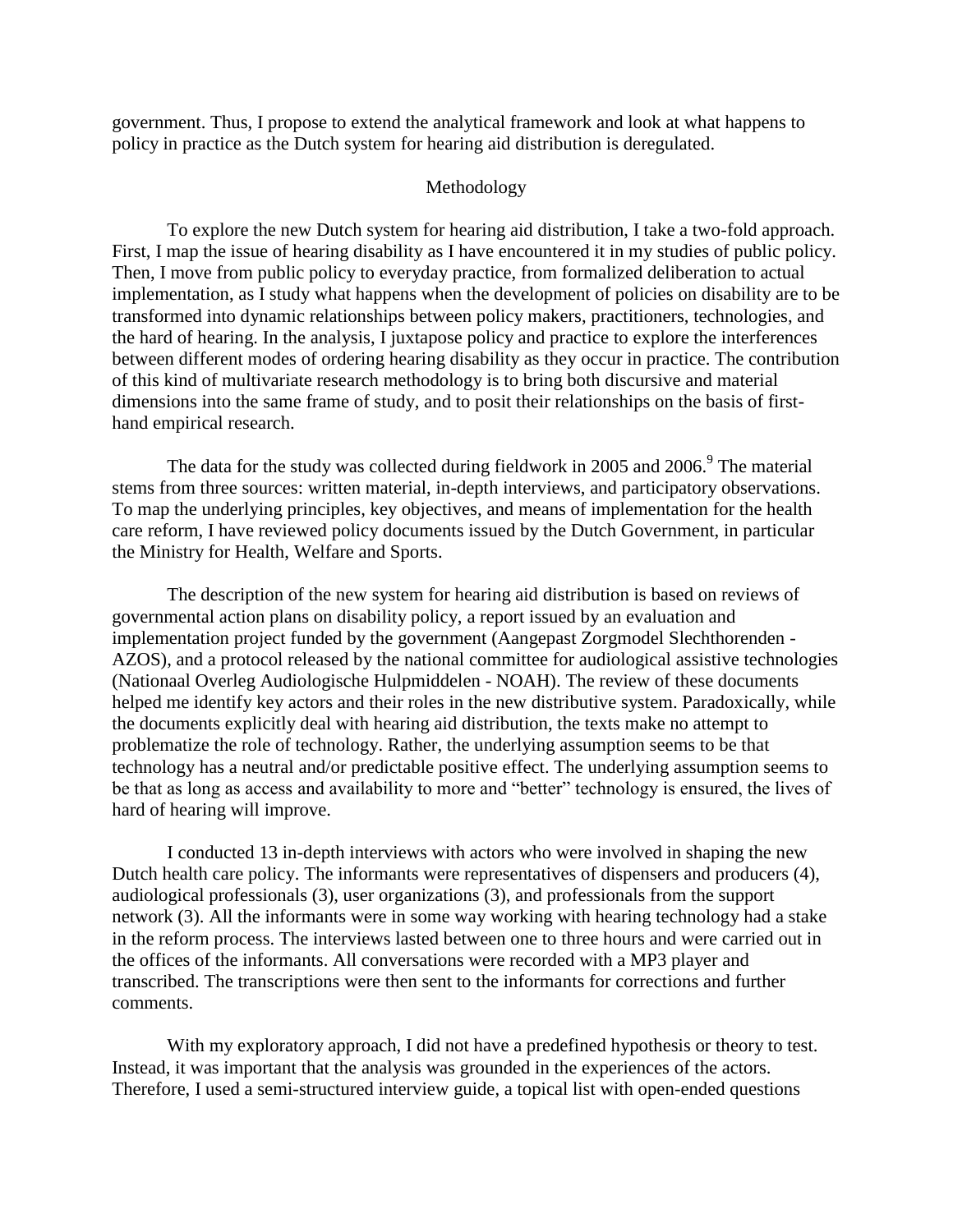government. Thus, I propose to extend the analytical framework and look at what happens to policy in practice as the Dutch system for hearing aid distribution is deregulated.

## Methodology

To explore the new Dutch system for hearing aid distribution, I take a two-fold approach. First, I map the issue of hearing disability as I have encountered it in my studies of public policy. Then, I move from public policy to everyday practice, from formalized deliberation to actual implementation, as I study what happens when the development of policies on disability are to be transformed into dynamic relationships between policy makers, practitioners, technologies, and the hard of hearing. In the analysis, I juxtapose policy and practice to explore the interferences between different modes of ordering hearing disability as they occur in practice. The contribution of this kind of multivariate research methodology is to bring both discursive and material dimensions into the same frame of study, and to posit their relationships on the basis of first-hand empirical research.

The data for the study was collected during fieldwork in 2005 and 2006.[9] The material stems from three sources: written material, in-depth interviews, and participatory observations. To map the underlying principles, key objectives, and means of implementation for the health care reform, I have reviewed policy documents issued by the Dutch Government, in particular the Ministry for Health, Welfare and Sports.

The description of the new system for hearing aid distribution is based on reviews of governmental action plans on disability policy, a report issued by an evaluation and implementation project funded by the government (Aangepast Zorgmodel Slechthorenden - AZOS), and a protocol released by the national committee for audiological assistive technologies (Nationaal Overleg Audiologische Hulpmiddelen - NOAH). The review of these documents helped me identify key actors and their roles in the new distributive system. Paradoxically, while the documents explicitly deal with hearing aid distribution, the texts make no attempt to problematize the role of technology. Rather, the underlying assumption seems to be that technology has a neutral and/or predictable positive effect. The underlying assumption seems to be that as long as access and availability to more and "better" technology is ensured, the lives of hard of hearing will improve.

I conducted 13 in-depth interviews with actors who were involved in shaping the new Dutch health care policy. The informants were representatives of dispensers and producers (4), audiological professionals (3), user organizations (3), and professionals from the support network (3). All the informants were in some way working with hearing technology had a stake in the reform process. The interviews lasted between one to three hours and were carried out in the offices of the informants. All conversations were recorded with a MP3 player and transcribed. The transcriptions were then sent to the informants for corrections and further comments.

With my exploratory approach, I did not have a predefined hypothesis or theory to test. Instead, it was important that the analysis was grounded in the experiences of the actors. Therefore, I used a semi-structured interview guide, a topical list with open-ended questions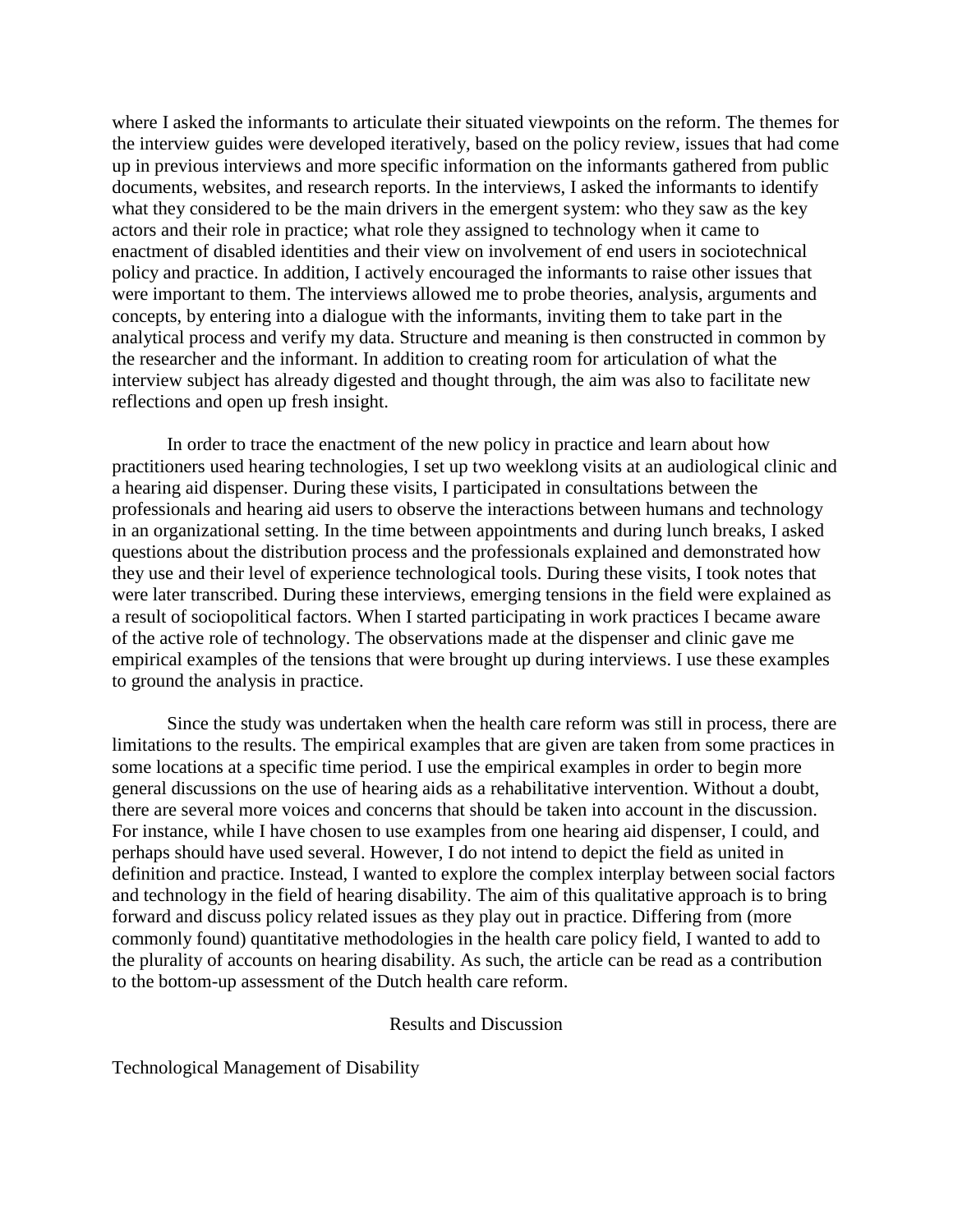where I asked the informants to articulate their situated viewpoints on the reform. The themes for the interview guides were developed iteratively, based on the policy review, issues that had come up in previous interviews and more specific information on the informants gathered from public documents, websites, and research reports. In the interviews, I asked the informants to identify what they considered to be the main drivers in the emergent system: who they saw as the key actors and their role in practice; what role they assigned to technology when it came to enactment of disabled identities and their view on involvement of end users in sociotechnical policy and practice. In addition, I actively encouraged the informants to raise other issues that were important to them. The interviews allowed me to probe theories, analysis, arguments and concepts, by entering into a dialogue with the informants, inviting them to take part in the analytical process and verify my data. Structure and meaning is then constructed in common by the researcher and the informant. In addition to creating room for articulation of what the interview subject has already digested and thought through, the aim was also to facilitate new reflections and open up fresh insight.

In order to trace the enactment of the new policy in practice and learn about how practitioners used hearing technologies, I set up two weeklong visits at an audiological clinic and a hearing aid dispenser. During these visits, I participated in consultations between the professionals and hearing aid users to observe the interactions between humans and technology in an organizational setting. In the time between appointments and during lunch breaks, I asked questions about the distribution process and the professionals explained and demonstrated how they use and their level of experience technological tools. During these visits, I took notes that were later transcribed. During these interviews, emerging tensions in the field were explained as a result of sociopolitical factors. When I started participating in work practices I became aware of the active role of technology. The observations made at the dispenser and clinic gave me empirical examples of the tensions that were brought up during interviews. I use these examples to ground the analysis in practice.

Since the study was undertaken when the health care reform was still in process, there are limitations to the results. The empirical examples that are given are taken from some practices in some locations at a specific time period. I use the empirical examples in order to begin more general discussions on the use of hearing aids as a rehabilitative intervention. Without a doubt, there are several more voices and concerns that should be taken into account in the discussion. For instance, while I have chosen to use examples from one hearing aid dispenser, I could, and perhaps should have used several. However, I do not intend to depict the field as united in definition and practice. Instead, I wanted to explore the complex interplay between social factors and technology in the field of hearing disability. The aim of this qualitative approach is to bring forward and discuss policy related issues as they play out in practice. Differing from (more commonly found) quantitative methodologies in the health care policy field, I wanted to add to the plurality of accounts on hearing disability. As such, the article can be read as a contribution to the bottom-up assessment of the Dutch health care reform.

## Results and Discussion

### Technological Management of Disability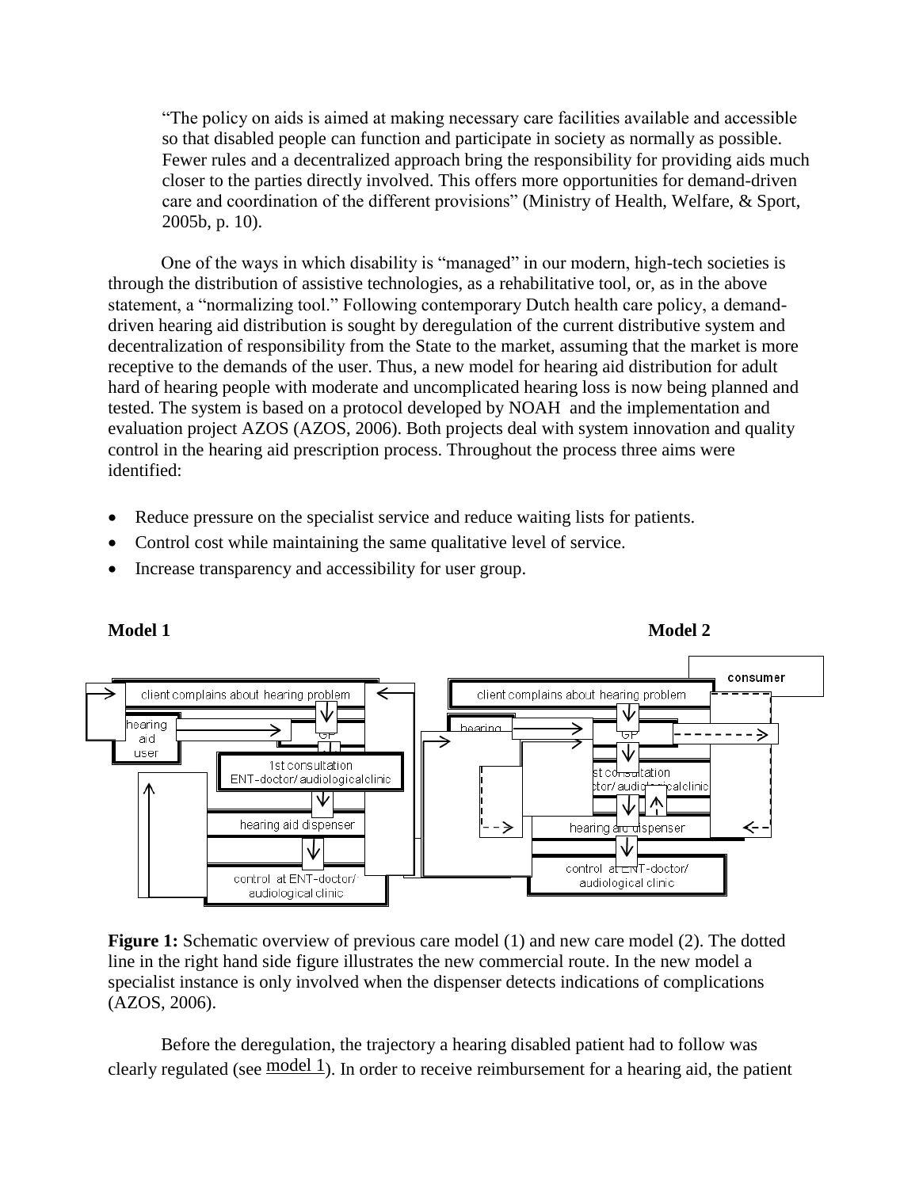> “The policy on aids is aimed at making necessary care facilities available and accessible so that disabled people can function and participate in society as normally as possible. Fewer rules and a decentralized approach bring the responsibility for providing aids much closer to the parties directly involved. This offers more opportunities for demand-driven care and coordination of the different provisions” (Ministry of Health, Welfare, & Sport, 2005b, p. 10).

One of the ways in which disability is “managed” in our modern, high-tech societies is through the distribution of assistive technologies, as a rehabilitative tool, or, as in the above statement, a “normalizing tool.” Following contemporary Dutch health care policy, a demand-driven hearing aid distribution is sought by deregulation of the current distributive system and decentralization of responsibility from the State to the market, assuming that the market is more receptive to the demands of the user. Thus, a new model for hearing aid distribution for adult hard of hearing people with moderate and uncomplicated hearing loss is now being planned and tested. The system is based on a protocol developed by NOAH and the implementation and evaluation project AZOS (AZOS, 2006). Both projects deal with system innovation and quality control in the hearing aid prescription process. Throughout the process three aims were identified:

- Reduce pressure on the specialist service and reduce waiting lists for patients.
- Control cost while maintaining the same qualitative level of service.
- Increase transparency and accessibility for user group.

**Model 1** **Model 2**

Model 1: client complains about hearing problem → GP → 1st consultation ENT-doctor/audiological clinic → hearing aid dispenser → control at ENT-doctor/audiological clinic (hearing aid user)

Model 2: consumer; client complains about hearing problem → GP → 1st consultation ENT-doctor/audiological clinic → hearing aid dispenser → control at ENT-doctor/audiological clinic (hearing aid user)

**Figure 1:** Schematic overview of previous care model (1) and new care model (2). The dotted line in the right hand side figure illustrates the new commercial route. In the new model a specialist instance is only involved when the dispenser detects indications of complications (AZOS, 2006).

Before the deregulation, the trajectory a hearing disabled patient had to follow was clearly regulated (see model 1). In order to receive reimbursement for a hearing aid, the patient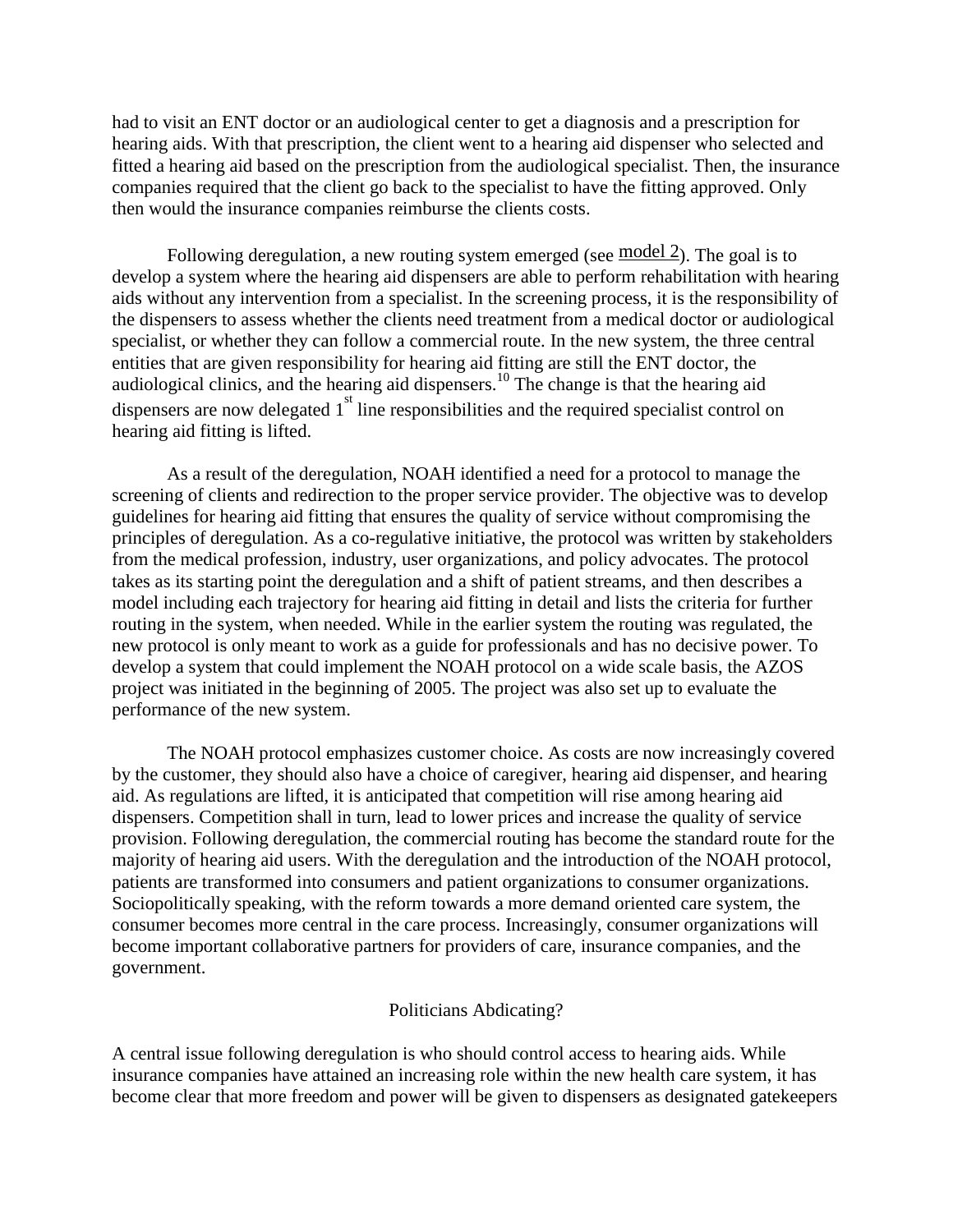had to visit an ENT doctor or an audiological center to get a diagnosis and a prescription for hearing aids. With that prescription, the client went to a hearing aid dispenser who selected and fitted a hearing aid based on the prescription from the audiological specialist. Then, the insurance companies required that the client go back to the specialist to have the fitting approved. Only then would the insurance companies reimburse the clients costs.

Following deregulation, a new routing system emerged (see model 2). The goal is to develop a system where the hearing aid dispensers are able to perform rehabilitation with hearing aids without any intervention from a specialist. In the screening process, it is the responsibility of the dispensers to assess whether the clients need treatment from a medical doctor or audiological specialist, or whether they can follow a commercial route. In the new system, the three central entities that are given responsibility for hearing aid fitting are still the ENT doctor, the audiological clinics, and the hearing aid dispensers.[10] The change is that the hearing aid dispensers are now delegated 1st line responsibilities and the required specialist control on hearing aid fitting is lifted.

As a result of the deregulation, NOAH identified a need for a protocol to manage the screening of clients and redirection to the proper service provider. The objective was to develop guidelines for hearing aid fitting that ensures the quality of service without compromising the principles of deregulation. As a co-regulative initiative, the protocol was written by stakeholders from the medical profession, industry, user organizations, and policy advocates. The protocol takes as its starting point the deregulation and a shift of patient streams, and then describes a model including each trajectory for hearing aid fitting in detail and lists the criteria for further routing in the system, when needed. While in the earlier system the routing was regulated, the new protocol is only meant to work as a guide for professionals and has no decisive power. To develop a system that could implement the NOAH protocol on a wide scale basis, the AZOS project was initiated in the beginning of 2005. The project was also set up to evaluate the performance of the new system.

The NOAH protocol emphasizes customer choice. As costs are now increasingly covered by the customer, they should also have a choice of caregiver, hearing aid dispenser, and hearing aid. As regulations are lifted, it is anticipated that competition will rise among hearing aid dispensers. Competition shall in turn, lead to lower prices and increase the quality of service provision. Following deregulation, the commercial routing has become the standard route for the majority of hearing aid users. With the deregulation and the introduction of the NOAH protocol, patients are transformed into consumers and patient organizations to consumer organizations. Sociopolitically speaking, with the reform towards a more demand oriented care system, the consumer becomes more central in the care process. Increasingly, consumer organizations will become important collaborative partners for providers of care, insurance companies, and the government.

## Politicians Abdicating?

A central issue following deregulation is who should control access to hearing aids. While insurance companies have attained an increasing role within the new health care system, it has become clear that more freedom and power will be given to dispensers as designated gatekeepers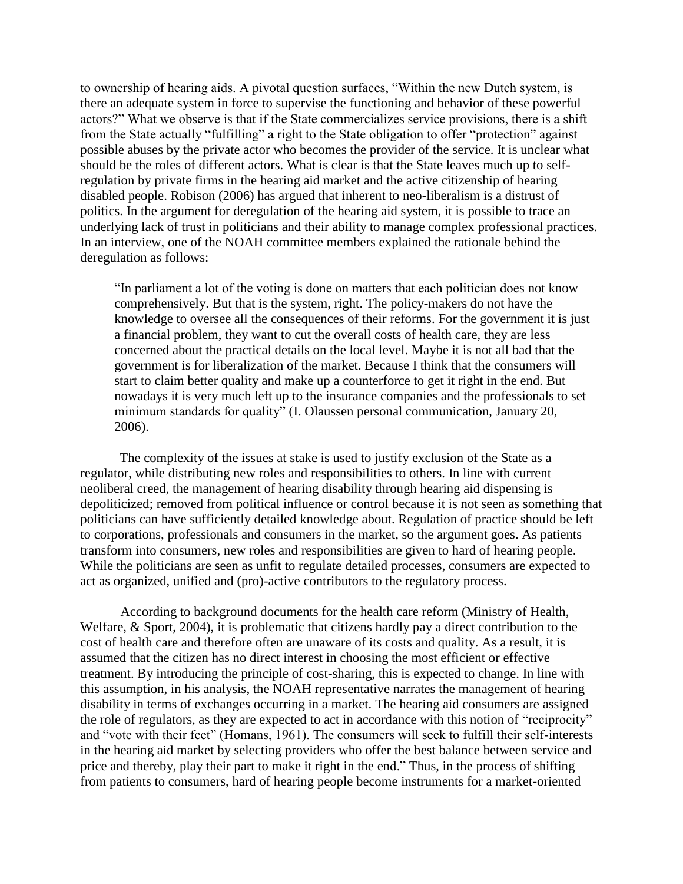to ownership of hearing aids. A pivotal question surfaces, “Within the new Dutch system, is there an adequate system in force to supervise the functioning and behavior of these powerful actors?” What we observe is that if the State commercializes service provisions, there is a shift from the State actually “fulfilling” a right to the State obligation to offer “protection” against possible abuses by the private actor who becomes the provider of the service. It is unclear what should be the roles of different actors. What is clear is that the State leaves much up to self-regulation by private firms in the hearing aid market and the active citizenship of hearing disabled people. Robison (2006) has argued that inherent to neo-liberalism is a distrust of politics. In the argument for deregulation of the hearing aid system, it is possible to trace an underlying lack of trust in politicians and their ability to manage complex professional practices. In an interview, one of the NOAH committee members explained the rationale behind the deregulation as follows:

> “In parliament a lot of the voting is done on matters that each politician does not know comprehensively. But that is the system, right. The policy-makers do not have the knowledge to oversee all the consequences of their reforms. For the government it is just a financial problem, they want to cut the overall costs of health care, they are less concerned about the practical details on the local level. Maybe it is not all bad that the government is for liberalization of the market. Because I think that the consumers will start to claim better quality and make up a counterforce to get it right in the end. But nowadays it is very much left up to the insurance companies and the professionals to set minimum standards for quality” (I. Olaussen personal communication, January 20, 2006).

The complexity of the issues at stake is used to justify exclusion of the State as a regulator, while distributing new roles and responsibilities to others. In line with current neoliberal creed, the management of hearing disability through hearing aid dispensing is depoliticized; removed from political influence or control because it is not seen as something that politicians can have sufficiently detailed knowledge about. Regulation of practice should be left to corporations, professionals and consumers in the market, so the argument goes. As patients transform into consumers, new roles and responsibilities are given to hard of hearing people. While the politicians are seen as unfit to regulate detailed processes, consumers are expected to act as organized, unified and (pro)-active contributors to the regulatory process.

According to background documents for the health care reform (Ministry of Health, Welfare, & Sport, 2004), it is problematic that citizens hardly pay a direct contribution to the cost of health care and therefore often are unaware of its costs and quality. As a result, it is assumed that the citizen has no direct interest in choosing the most efficient or effective treatment. By introducing the principle of cost-sharing, this is expected to change. In line with this assumption, in his analysis, the NOAH representative narrates the management of hearing disability in terms of exchanges occurring in a market. The hearing aid consumers are assigned the role of regulators, as they are expected to act in accordance with this notion of “reciprocity” and “vote with their feet” (Homans, 1961). The consumers will seek to fulfill their self-interests in the hearing aid market by selecting providers who offer the best balance between service and price and thereby, play their part to make it right in the end.” Thus, in the process of shifting from patients to consumers, hard of hearing people become instruments for a market-oriented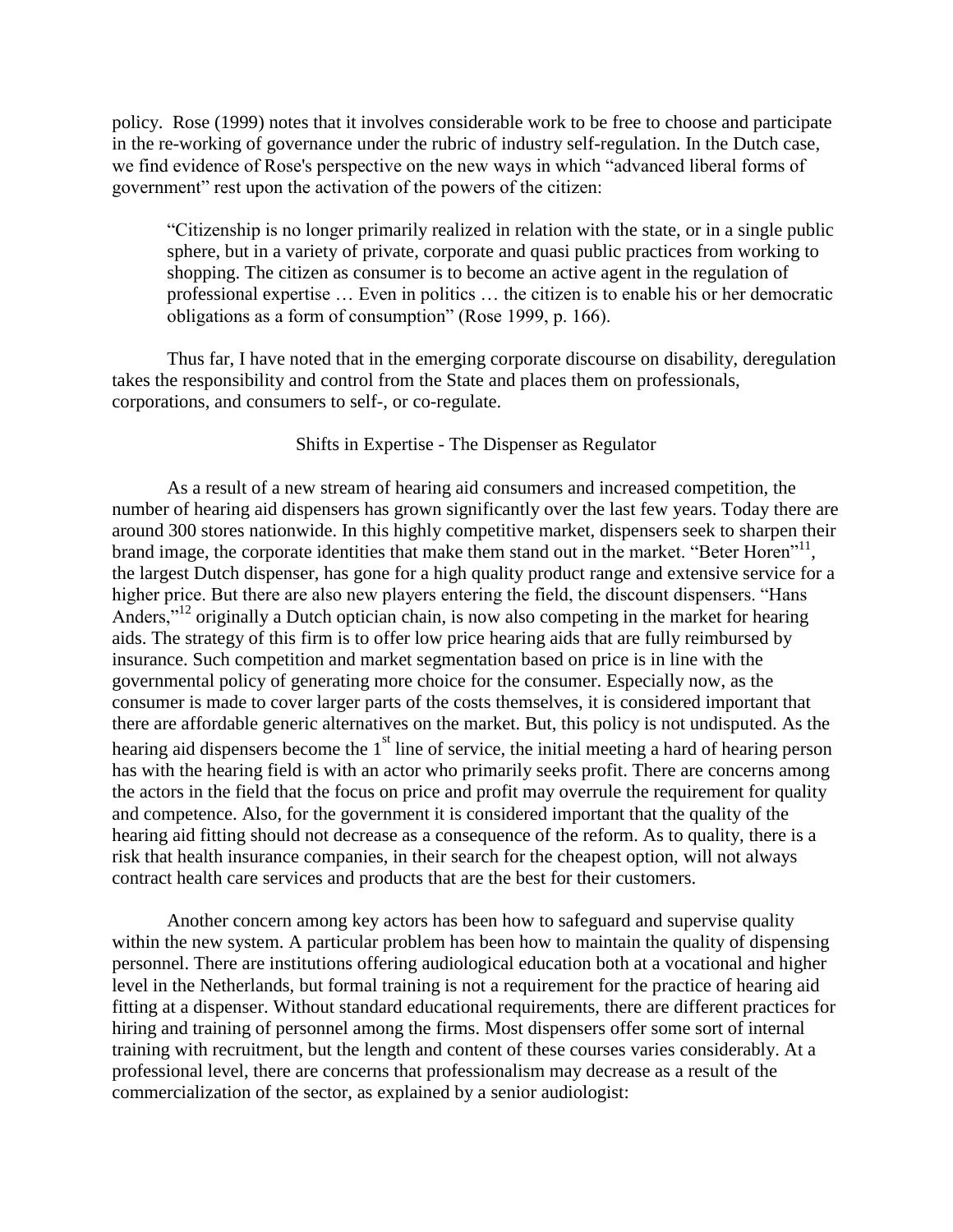policy. Rose (1999) notes that it involves considerable work to be free to choose and participate in the re-working of governance under the rubric of industry self-regulation. In the Dutch case, we find evidence of Rose's perspective on the new ways in which "advanced liberal forms of government" rest upon the activation of the powers of the citizen:

> "Citizenship is no longer primarily realized in relation with the state, or in a single public sphere, but in a variety of private, corporate and quasi public practices from working to shopping. The citizen as consumer is to become an active agent in the regulation of professional expertise … Even in politics … the citizen is to enable his or her democratic obligations as a form of consumption" (Rose 1999, p. 166).

Thus far, I have noted that in the emerging corporate discourse on disability, deregulation takes the responsibility and control from the State and places them on professionals, corporations, and consumers to self-, or co-regulate.

## Shifts in Expertise - The Dispenser as Regulator

As a result of a new stream of hearing aid consumers and increased competition, the number of hearing aid dispensers has grown significantly over the last few years. Today there are around 300 stores nationwide. In this highly competitive market, dispensers seek to sharpen their brand image, the corporate identities that make them stand out in the market. "Beter Horen"[11], the largest Dutch dispenser, has gone for a high quality product range and extensive service for a higher price. But there are also new players entering the field, the discount dispensers. "Hans Anders,"[12] originally a Dutch optician chain, is now also competing in the market for hearing aids. The strategy of this firm is to offer low price hearing aids that are fully reimbursed by insurance. Such competition and market segmentation based on price is in line with the governmental policy of generating more choice for the consumer. Especially now, as the consumer is made to cover larger parts of the costs themselves, it is considered important that there are affordable generic alternatives on the market. But, this policy is not undisputed. As the hearing aid dispensers become the 1st line of service, the initial meeting a hard of hearing person has with the hearing field is with an actor who primarily seeks profit. There are concerns among the actors in the field that the focus on price and profit may overrule the requirement for quality and competence. Also, for the government it is considered important that the quality of the hearing aid fitting should not decrease as a consequence of the reform. As to quality, there is a risk that health insurance companies, in their search for the cheapest option, will not always contract health care services and products that are the best for their customers.

Another concern among key actors has been how to safeguard and supervise quality within the new system. A particular problem has been how to maintain the quality of dispensing personnel. There are institutions offering audiological education both at a vocational and higher level in the Netherlands, but formal training is not a requirement for the practice of hearing aid fitting at a dispenser. Without standard educational requirements, there are different practices for hiring and training of personnel among the firms. Most dispensers offer some sort of internal training with recruitment, but the length and content of these courses varies considerably. At a professional level, there are concerns that professionalism may decrease as a result of the commercialization of the sector, as explained by a senior audiologist: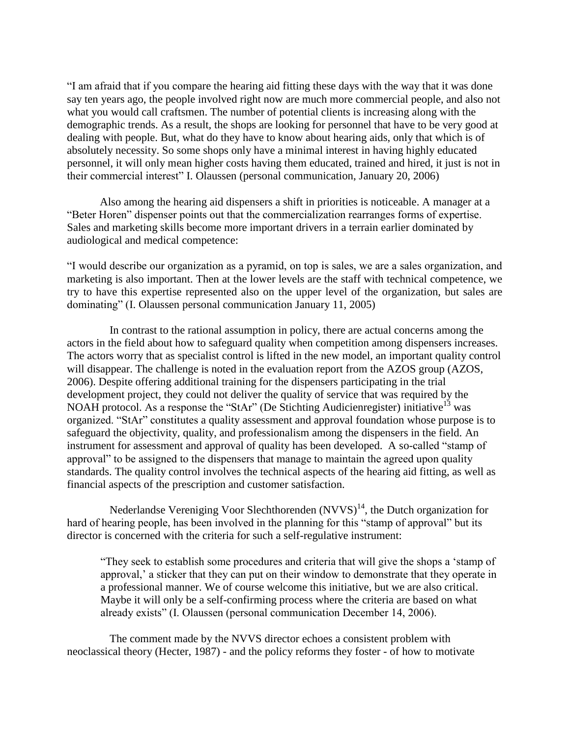"I am afraid that if you compare the hearing aid fitting these days with the way that it was done say ten years ago, the people involved right now are much more commercial people, and also not what you would call craftsmen. The number of potential clients is increasing along with the demographic trends. As a result, the shops are looking for personnel that have to be very good at dealing with people. But, what do they have to know about hearing aids, only that which is of absolutely necessity. So some shops only have a minimal interest in having highly educated personnel, it will only mean higher costs having them educated, trained and hired, it just is not in their commercial interest" I. Olaussen (personal communication, January 20, 2006)

Also among the hearing aid dispensers a shift in priorities is noticeable. A manager at a "Beter Horen" dispenser points out that the commercialization rearranges forms of expertise. Sales and marketing skills become more important drivers in a terrain earlier dominated by audiological and medical competence:

"I would describe our organization as a pyramid, on top is sales, we are a sales organization, and marketing is also important. Then at the lower levels are the staff with technical competence, we try to have this expertise represented also on the upper level of the organization, but sales are dominating" (I. Olaussen personal communication January 11, 2005)

In contrast to the rational assumption in policy, there are actual concerns among the actors in the field about how to safeguard quality when competition among dispensers increases. The actors worry that as specialist control is lifted in the new model, an important quality control will disappear. The challenge is noted in the evaluation report from the AZOS group (AZOS, 2006). Despite offering additional training for the dispensers participating in the trial development project, they could not deliver the quality of service that was required by the NOAH protocol. As a response the "StAr" (De Stichting Audicienregister) initiative[13] was organized. "StAr" constitutes a quality assessment and approval foundation whose purpose is to safeguard the objectivity, quality, and professionalism among the dispensers in the field. An instrument for assessment and approval of quality has been developed. A so-called "stamp of approval" to be assigned to the dispensers that manage to maintain the agreed upon quality standards. The quality control involves the technical aspects of the hearing aid fitting, as well as financial aspects of the prescription and customer satisfaction.

Nederlandse Vereniging Voor Slechthorenden (NVVS)[14], the Dutch organization for hard of hearing people, has been involved in the planning for this "stamp of approval" but its director is concerned with the criteria for such a self-regulative instrument:

> "They seek to establish some procedures and criteria that will give the shops a 'stamp of approval,' a sticker that they can put on their window to demonstrate that they operate in a professional manner. We of course welcome this initiative, but we are also critical. Maybe it will only be a self-confirming process where the criteria are based on what already exists" (I. Olaussen (personal communication December 14, 2006).

The comment made by the NVVS director echoes a consistent problem with neoclassical theory (Hecter, 1987) - and the policy reforms they foster - of how to motivate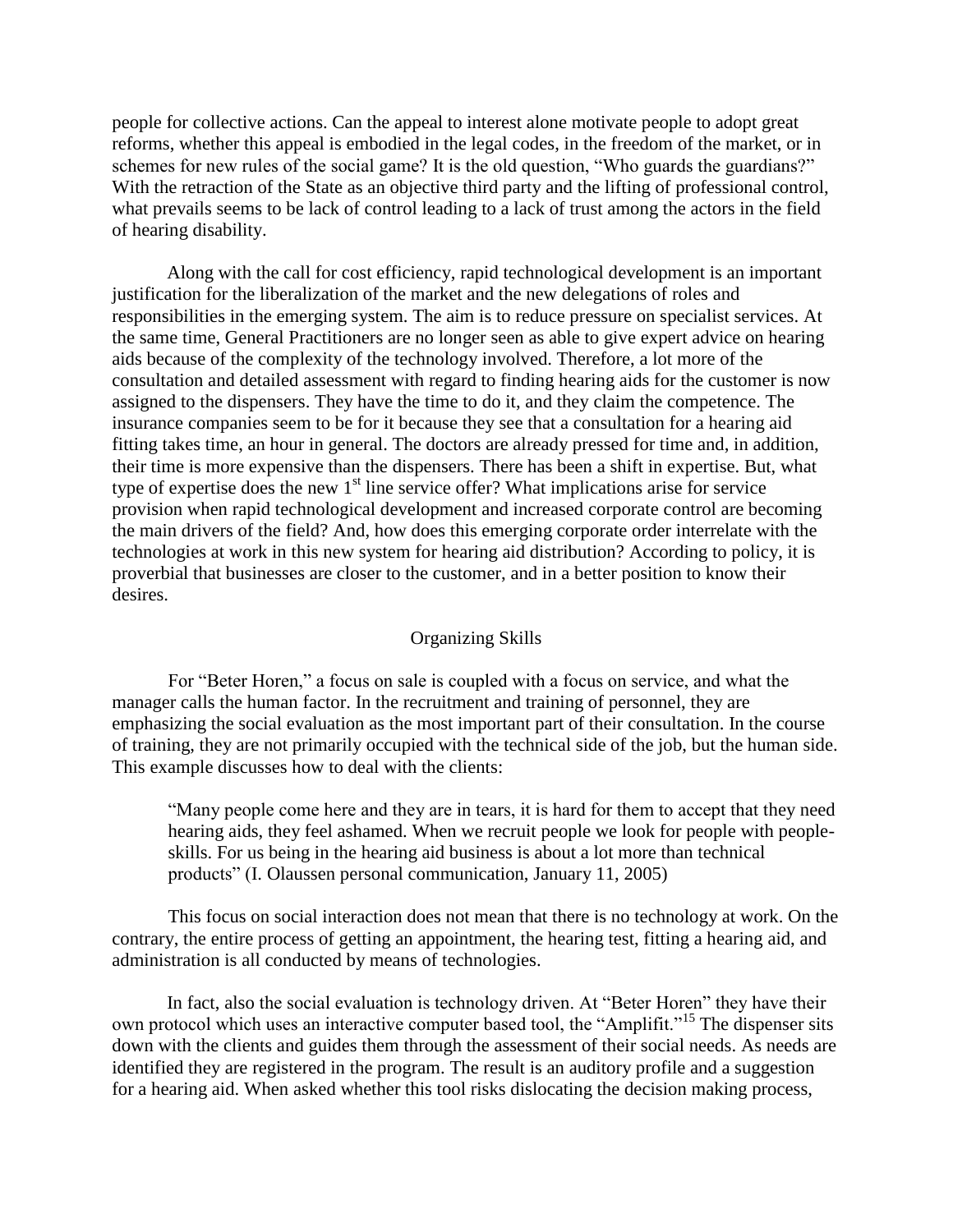people for collective actions. Can the appeal to interest alone motivate people to adopt great reforms, whether this appeal is embodied in the legal codes, in the freedom of the market, or in schemes for new rules of the social game? It is the old question, "Who guards the guardians?" With the retraction of the State as an objective third party and the lifting of professional control, what prevails seems to be lack of control leading to a lack of trust among the actors in the field of hearing disability.

Along with the call for cost efficiency, rapid technological development is an important justification for the liberalization of the market and the new delegations of roles and responsibilities in the emerging system. The aim is to reduce pressure on specialist services. At the same time, General Practitioners are no longer seen as able to give expert advice on hearing aids because of the complexity of the technology involved. Therefore, a lot more of the consultation and detailed assessment with regard to finding hearing aids for the customer is now assigned to the dispensers. They have the time to do it, and they claim the competence. The insurance companies seem to be for it because they see that a consultation for a hearing aid fitting takes time, an hour in general. The doctors are already pressed for time and, in addition, their time is more expensive than the dispensers. There has been a shift in expertise. But, what type of expertise does the new 1st line service offer? What implications arise for service provision when rapid technological development and increased corporate control are becoming the main drivers of the field? And, how does this emerging corporate order interrelate with the technologies at work in this new system for hearing aid distribution? According to policy, it is proverbial that businesses are closer to the customer, and in a better position to know their desires.

## Organizing Skills

For "Beter Horen," a focus on sale is coupled with a focus on service, and what the manager calls the human factor. In the recruitment and training of personnel, they are emphasizing the social evaluation as the most important part of their consultation. In the course of training, they are not primarily occupied with the technical side of the job, but the human side. This example discusses how to deal with the clients:

> "Many people come here and they are in tears, it is hard for them to accept that they need hearing aids, they feel ashamed. When we recruit people we look for people with people-skills. For us being in the hearing aid business is about a lot more than technical products" (I. Olaussen personal communication, January 11, 2005)

This focus on social interaction does not mean that there is no technology at work. On the contrary, the entire process of getting an appointment, the hearing test, fitting a hearing aid, and administration is all conducted by means of technologies.

In fact, also the social evaluation is technology driven. At "Beter Horen" they have their own protocol which uses an interactive computer based tool, the "Amplifit."[15] The dispenser sits down with the clients and guides them through the assessment of their social needs. As needs are identified they are registered in the program. The result is an auditory profile and a suggestion for a hearing aid. When asked whether this tool risks dislocating the decision making process,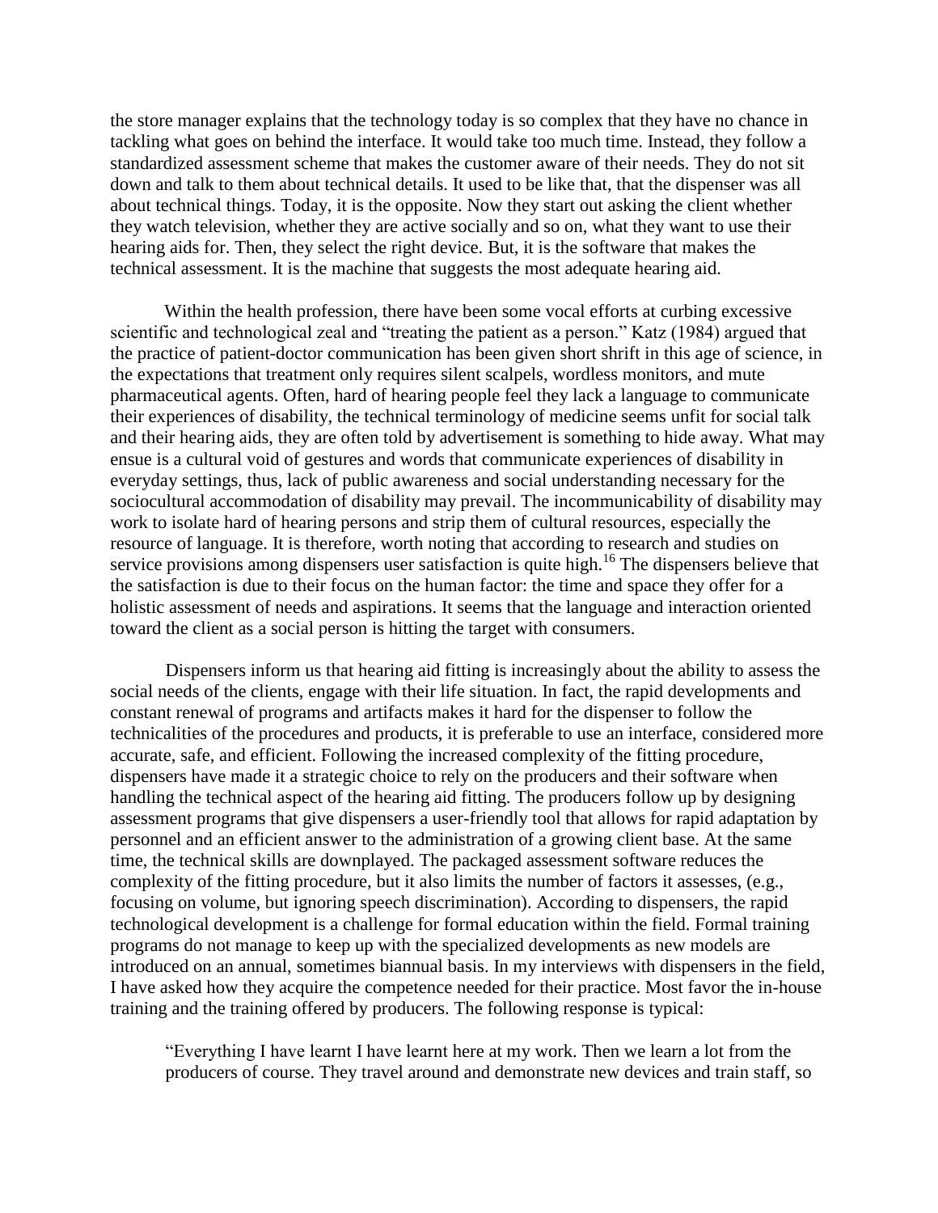the store manager explains that the technology today is so complex that they have no chance in tackling what goes on behind the interface. It would take too much time. Instead, they follow a standardized assessment scheme that makes the customer aware of their needs. They do not sit down and talk to them about technical details. It used to be like that, that the dispenser was all about technical things. Today, it is the opposite. Now they start out asking the client whether they watch television, whether they are active socially and so on, what they want to use their hearing aids for. Then, they select the right device. But, it is the software that makes the technical assessment. It is the machine that suggests the most adequate hearing aid.

Within the health profession, there have been some vocal efforts at curbing excessive scientific and technological zeal and "treating the patient as a person." Katz (1984) argued that the practice of patient-doctor communication has been given short shrift in this age of science, in the expectations that treatment only requires silent scalpels, wordless monitors, and mute pharmaceutical agents. Often, hard of hearing people feel they lack a language to communicate their experiences of disability, the technical terminology of medicine seems unfit for social talk and their hearing aids, they are often told by advertisement is something to hide away. What may ensue is a cultural void of gestures and words that communicate experiences of disability in everyday settings, thus, lack of public awareness and social understanding necessary for the sociocultural accommodation of disability may prevail. The incommunicability of disability may work to isolate hard of hearing persons and strip them of cultural resources, especially the resource of language. It is therefore, worth noting that according to research and studies on service provisions among dispensers user satisfaction is quite high.[16] The dispensers believe that the satisfaction is due to their focus on the human factor: the time and space they offer for a holistic assessment of needs and aspirations. It seems that the language and interaction oriented toward the client as a social person is hitting the target with consumers.

Dispensers inform us that hearing aid fitting is increasingly about the ability to assess the social needs of the clients, engage with their life situation. In fact, the rapid developments and constant renewal of programs and artifacts makes it hard for the dispenser to follow the technicalities of the procedures and products, it is preferable to use an interface, considered more accurate, safe, and efficient. Following the increased complexity of the fitting procedure, dispensers have made it a strategic choice to rely on the producers and their software when handling the technical aspect of the hearing aid fitting. The producers follow up by designing assessment programs that give dispensers a user-friendly tool that allows for rapid adaptation by personnel and an efficient answer to the administration of a growing client base. At the same time, the technical skills are downplayed. The packaged assessment software reduces the complexity of the fitting procedure, but it also limits the number of factors it assesses, (e.g., focusing on volume, but ignoring speech discrimination). According to dispensers, the rapid technological development is a challenge for formal education within the field. Formal training programs do not manage to keep up with the specialized developments as new models are introduced on an annual, sometimes biannual basis. In my interviews with dispensers in the field, I have asked how they acquire the competence needed for their practice. Most favor the in-house training and the training offered by producers. The following response is typical:

> "Everything I have learnt I have learnt here at my work. Then we learn a lot from the producers of course. They travel around and demonstrate new devices and train staff, so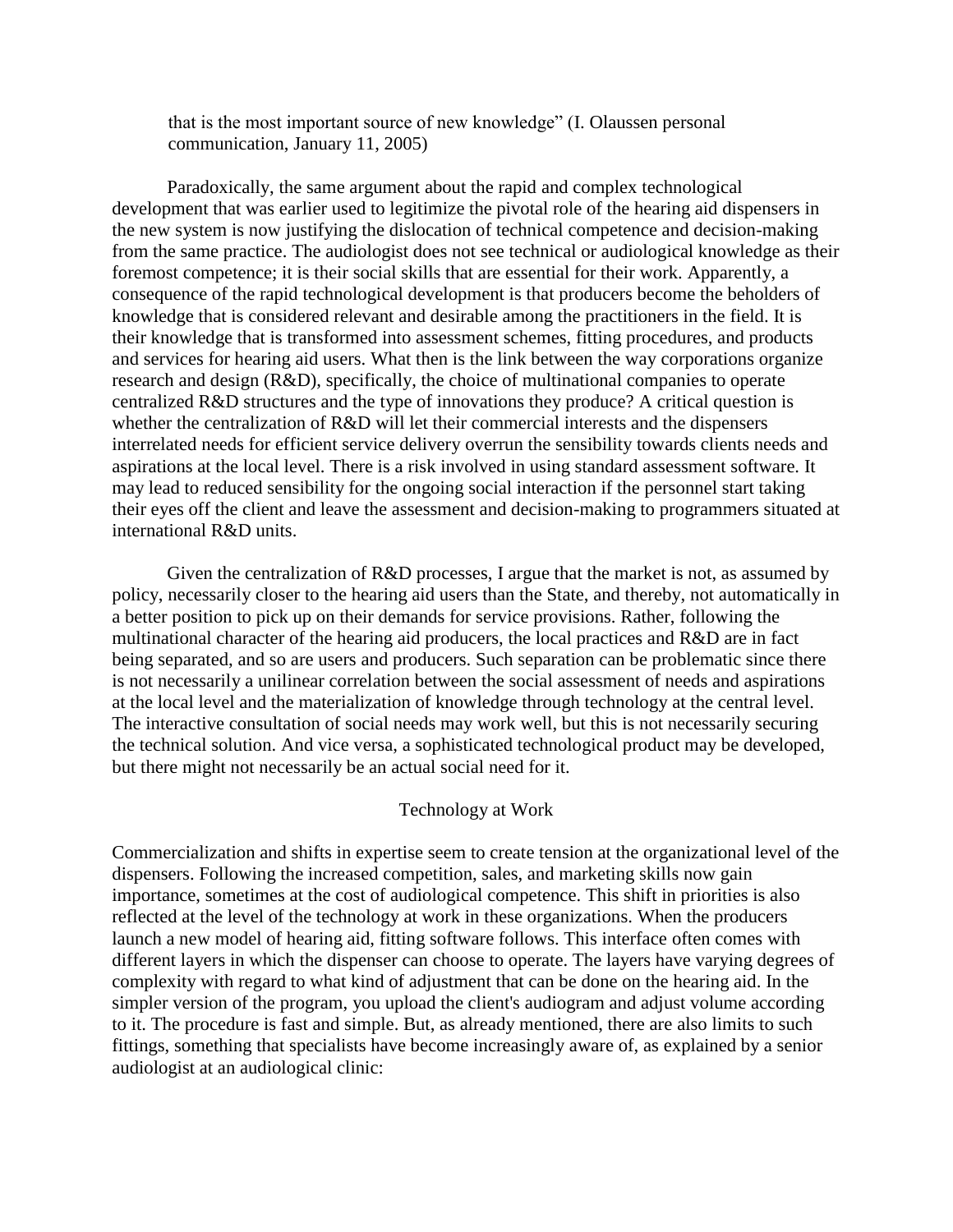> that is the most important source of new knowledge" (I. Olaussen personal communication, January 11, 2005)

Paradoxically, the same argument about the rapid and complex technological development that was earlier used to legitimize the pivotal role of the hearing aid dispensers in the new system is now justifying the dislocation of technical competence and decision-making from the same practice. The audiologist does not see technical or audiological knowledge as their foremost competence; it is their social skills that are essential for their work. Apparently, a consequence of the rapid technological development is that producers become the beholders of knowledge that is considered relevant and desirable among the practitioners in the field. It is their knowledge that is transformed into assessment schemes, fitting procedures, and products and services for hearing aid users. What then is the link between the way corporations organize research and design (R&D), specifically, the choice of multinational companies to operate centralized R&D structures and the type of innovations they produce? A critical question is whether the centralization of R&D will let their commercial interests and the dispensers interrelated needs for efficient service delivery overrun the sensibility towards clients needs and aspirations at the local level. There is a risk involved in using standard assessment software. It may lead to reduced sensibility for the ongoing social interaction if the personnel start taking their eyes off the client and leave the assessment and decision-making to programmers situated at international R&D units.

Given the centralization of R&D processes, I argue that the market is not, as assumed by policy, necessarily closer to the hearing aid users than the State, and thereby, not automatically in a better position to pick up on their demands for service provisions. Rather, following the multinational character of the hearing aid producers, the local practices and R&D are in fact being separated, and so are users and producers. Such separation can be problematic since there is not necessarily a unilinear correlation between the social assessment of needs and aspirations at the local level and the materialization of knowledge through technology at the central level. The interactive consultation of social needs may work well, but this is not necessarily securing the technical solution. And vice versa, a sophisticated technological product may be developed, but there might not necessarily be an actual social need for it.

## Technology at Work

Commercialization and shifts in expertise seem to create tension at the organizational level of the dispensers. Following the increased competition, sales, and marketing skills now gain importance, sometimes at the cost of audiological competence. This shift in priorities is also reflected at the level of the technology at work in these organizations. When the producers launch a new model of hearing aid, fitting software follows. This interface often comes with different layers in which the dispenser can choose to operate. The layers have varying degrees of complexity with regard to what kind of adjustment that can be done on the hearing aid. In the simpler version of the program, you upload the client's audiogram and adjust volume according to it. The procedure is fast and simple. But, as already mentioned, there are also limits to such fittings, something that specialists have become increasingly aware of, as explained by a senior audiologist at an audiological clinic: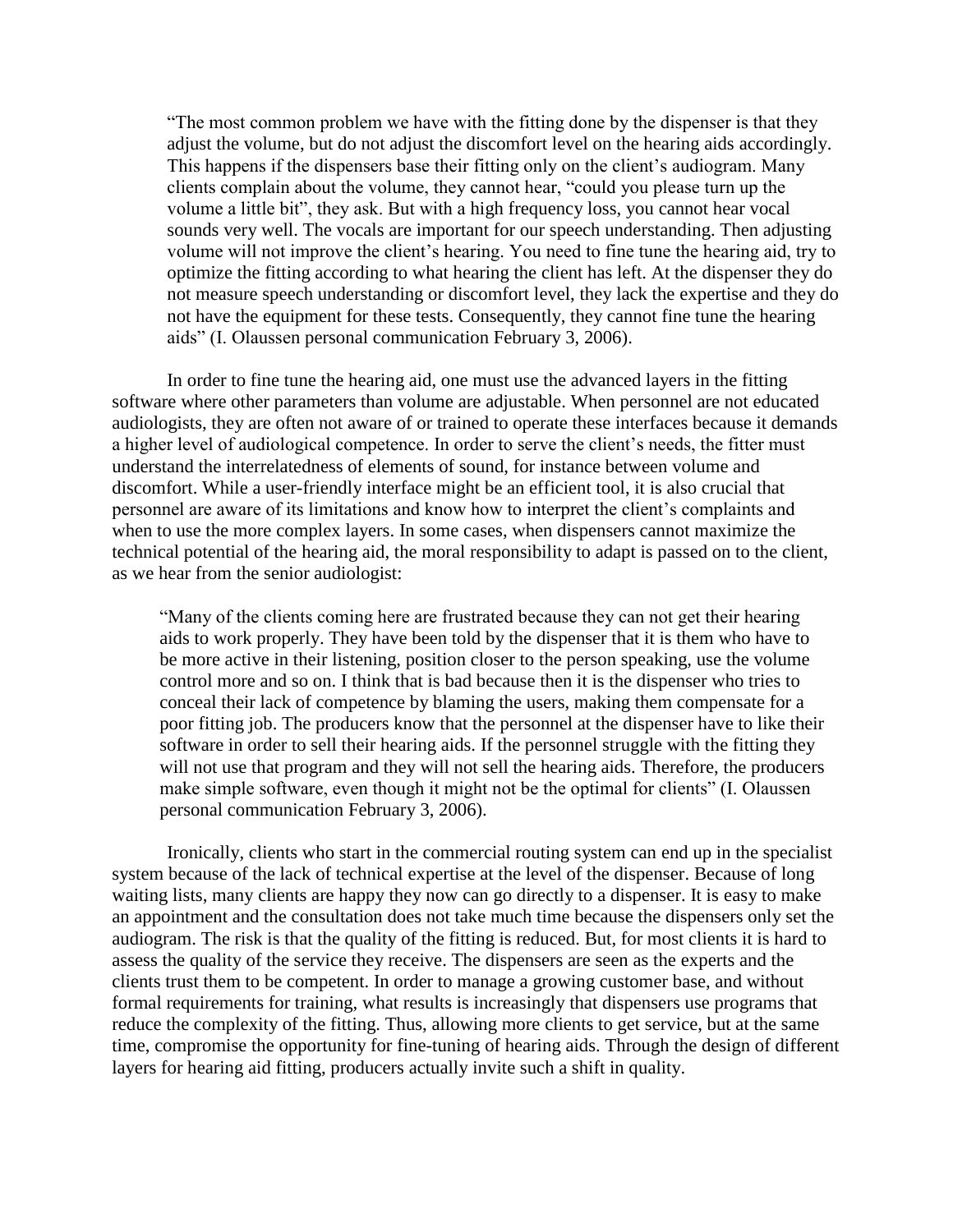> "The most common problem we have with the fitting done by the dispenser is that they adjust the volume, but do not adjust the discomfort level on the hearing aids accordingly. This happens if the dispensers base their fitting only on the client's audiogram. Many clients complain about the volume, they cannot hear, "could you please turn up the volume a little bit", they ask. But with a high frequency loss, you cannot hear vocal sounds very well. The vocals are important for our speech understanding. Then adjusting volume will not improve the client's hearing. You need to fine tune the hearing aid, try to optimize the fitting according to what hearing the client has left. At the dispenser they do not measure speech understanding or discomfort level, they lack the expertise and they do not have the equipment for these tests. Consequently, they cannot fine tune the hearing aids" (I. Olaussen personal communication February 3, 2006).

In order to fine tune the hearing aid, one must use the advanced layers in the fitting software where other parameters than volume are adjustable. When personnel are not educated audiologists, they are often not aware of or trained to operate these interfaces because it demands a higher level of audiological competence. In order to serve the client's needs, the fitter must understand the interrelatedness of elements of sound, for instance between volume and discomfort. While a user-friendly interface might be an efficient tool, it is also crucial that personnel are aware of its limitations and know how to interpret the client's complaints and when to use the more complex layers. In some cases, when dispensers cannot maximize the technical potential of the hearing aid, the moral responsibility to adapt is passed on to the client, as we hear from the senior audiologist:

> "Many of the clients coming here are frustrated because they can not get their hearing aids to work properly. They have been told by the dispenser that it is them who have to be more active in their listening, position closer to the person speaking, use the volume control more and so on. I think that is bad because then it is the dispenser who tries to conceal their lack of competence by blaming the users, making them compensate for a poor fitting job. The producers know that the personnel at the dispenser have to like their software in order to sell their hearing aids. If the personnel struggle with the fitting they will not use that program and they will not sell the hearing aids. Therefore, the producers make simple software, even though it might not be the optimal for clients" (I. Olaussen personal communication February 3, 2006).

Ironically, clients who start in the commercial routing system can end up in the specialist system because of the lack of technical expertise at the level of the dispenser. Because of long waiting lists, many clients are happy they now can go directly to a dispenser. It is easy to make an appointment and the consultation does not take much time because the dispensers only set the audiogram. The risk is that the quality of the fitting is reduced. But, for most clients it is hard to assess the quality of the service they receive. The dispensers are seen as the experts and the clients trust them to be competent. In order to manage a growing customer base, and without formal requirements for training, what results is increasingly that dispensers use programs that reduce the complexity of the fitting. Thus, allowing more clients to get service, but at the same time, compromise the opportunity for fine-tuning of hearing aids. Through the design of different layers for hearing aid fitting, producers actually invite such a shift in quality.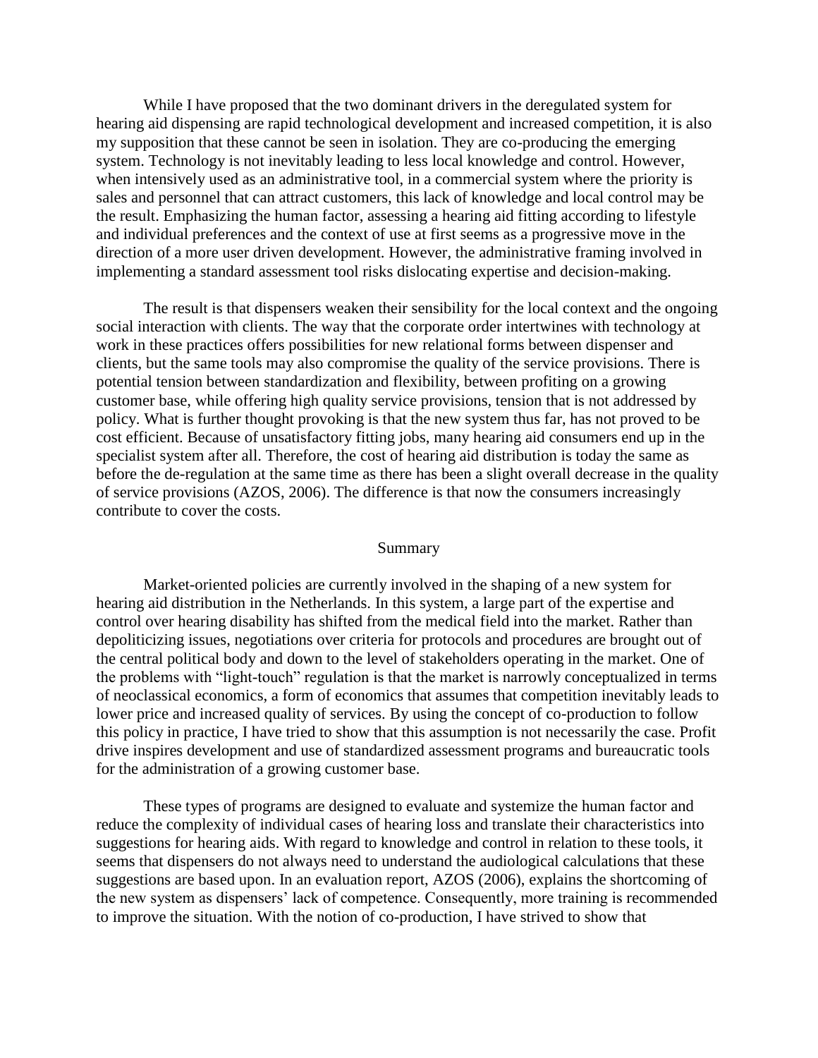While I have proposed that the two dominant drivers in the deregulated system for hearing aid dispensing are rapid technological development and increased competition, it is also my supposition that these cannot be seen in isolation. They are co-producing the emerging system. Technology is not inevitably leading to less local knowledge and control. However, when intensively used as an administrative tool, in a commercial system where the priority is sales and personnel that can attract customers, this lack of knowledge and local control may be the result. Emphasizing the human factor, assessing a hearing aid fitting according to lifestyle and individual preferences and the context of use at first seems as a progressive move in the direction of a more user driven development. However, the administrative framing involved in implementing a standard assessment tool risks dislocating expertise and decision-making.

The result is that dispensers weaken their sensibility for the local context and the ongoing social interaction with clients. The way that the corporate order intertwines with technology at work in these practices offers possibilities for new relational forms between dispenser and clients, but the same tools may also compromise the quality of the service provisions. There is potential tension between standardization and flexibility, between profiting on a growing customer base, while offering high quality service provisions, tension that is not addressed by policy. What is further thought provoking is that the new system thus far, has not proved to be cost efficient. Because of unsatisfactory fitting jobs, many hearing aid consumers end up in the specialist system after all. Therefore, the cost of hearing aid distribution is today the same as before the de-regulation at the same time as there has been a slight overall decrease in the quality of service provisions (AZOS, 2006). The difference is that now the consumers increasingly contribute to cover the costs.

## Summary

Market-oriented policies are currently involved in the shaping of a new system for hearing aid distribution in the Netherlands. In this system, a large part of the expertise and control over hearing disability has shifted from the medical field into the market. Rather than depoliticizing issues, negotiations over criteria for protocols and procedures are brought out of the central political body and down to the level of stakeholders operating in the market. One of the problems with "light-touch" regulation is that the market is narrowly conceptualized in terms of neoclassical economics, a form of economics that assumes that competition inevitably leads to lower price and increased quality of services. By using the concept of co-production to follow this policy in practice, I have tried to show that this assumption is not necessarily the case. Profit drive inspires development and use of standardized assessment programs and bureaucratic tools for the administration of a growing customer base.

These types of programs are designed to evaluate and systemize the human factor and reduce the complexity of individual cases of hearing loss and translate their characteristics into suggestions for hearing aids. With regard to knowledge and control in relation to these tools, it seems that dispensers do not always need to understand the audiological calculations that these suggestions are based upon. In an evaluation report, AZOS (2006), explains the shortcoming of the new system as dispensers' lack of competence. Consequently, more training is recommended to improve the situation. With the notion of co-production, I have strived to show that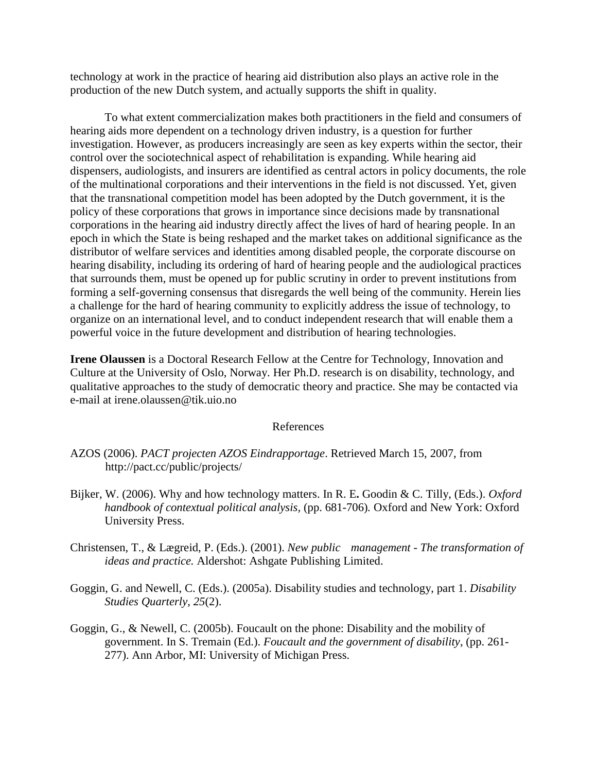technology at work in the practice of hearing aid distribution also plays an active role in the production of the new Dutch system, and actually supports the shift in quality.

To what extent commercialization makes both practitioners in the field and consumers of hearing aids more dependent on a technology driven industry, is a question for further investigation. However, as producers increasingly are seen as key experts within the sector, their control over the sociotechnical aspect of rehabilitation is expanding. While hearing aid dispensers, audiologists, and insurers are identified as central actors in policy documents, the role of the multinational corporations and their interventions in the field is not discussed. Yet, given that the transnational competition model has been adopted by the Dutch government, it is the policy of these corporations that grows in importance since decisions made by transnational corporations in the hearing aid industry directly affect the lives of hard of hearing people. In an epoch in which the State is being reshaped and the market takes on additional significance as the distributor of welfare services and identities among disabled people, the corporate discourse on hearing disability, including its ordering of hard of hearing people and the audiological practices that surrounds them, must be opened up for public scrutiny in order to prevent institutions from forming a self-governing consensus that disregards the well being of the community. Herein lies a challenge for the hard of hearing community to explicitly address the issue of technology, to organize on an international level, and to conduct independent research that will enable them a powerful voice in the future development and distribution of hearing technologies.

**Irene Olaussen** is a Doctoral Research Fellow at the Centre for Technology, Innovation and Culture at the University of Oslo, Norway. Her Ph.D. research is on disability, technology, and qualitative approaches to the study of democratic theory and practice. She may be contacted via e-mail at irene.olaussen@tik.uio.no

## References

AZOS (2006). *PACT projecten AZOS Eindrapportage*. Retrieved March 15, 2007, from http://pact.cc/public/projects/

Bijker, W. (2006). Why and how technology matters. In R. E**.** Goodin & C. Tilly, (Eds.). *Oxford handbook of contextual political analysis,* (pp. 681-706)*.* Oxford and New York: Oxford University Press.

Christensen, T., & Lægreid, P. (Eds.). (2001). *New public management - The transformation of ideas and practice.* Aldershot: Ashgate Publishing Limited.

Goggin, G. and Newell, C. (Eds.). (2005a). Disability studies and technology, part 1. *Disability Studies Quarterly*, *25*(2).

Goggin, G., & Newell, C. (2005b). Foucault on the phone: Disability and the mobility of government. In S. Tremain (Ed.). *Foucault and the government of disability*, (pp. 261-277). Ann Arbor, MI: University of Michigan Press.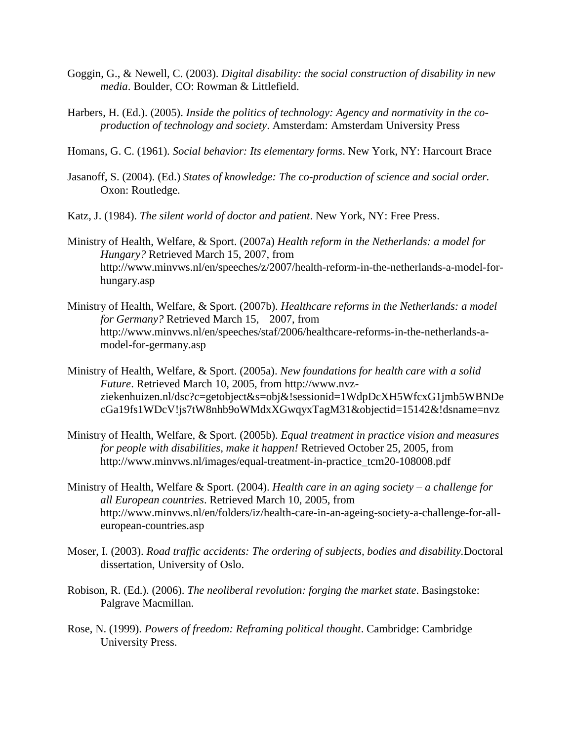Goggin, G., & Newell, C. (2003). *Digital disability: the social construction of disability in new media*. Boulder, CO: Rowman & Littlefield.

Harbers, H. (Ed.). (2005). *Inside the politics of technology: Agency and normativity in the co-production of technology and society*. Amsterdam: Amsterdam University Press

Homans, G. C. (1961). *Social behavior: Its elementary forms*. New York, NY: Harcourt Brace

Jasanoff, S. (2004). (Ed.) *States of knowledge: The co-production of science and social order.* Oxon: Routledge.

Katz, J. (1984). *The silent world of doctor and patient*. New York, NY: Free Press.

Ministry of Health, Welfare, & Sport. (2007a) *Health reform in the Netherlands: a model for Hungary?* Retrieved March 15, 2007, from http://www.minvws.nl/en/speeches/z/2007/health-reform-in-the-netherlands-a-model-for-hungary.asp

Ministry of Health, Welfare, & Sport. (2007b). *Healthcare reforms in the Netherlands: a model for Germany?* Retrieved March 15, 2007, from http://www.minvws.nl/en/speeches/staf/2006/healthcare-reforms-in-the-netherlands-a-model-for-germany.asp

Ministry of Health, Welfare, & Sport. (2005a). *New foundations for health care with a solid Future*. Retrieved March 10, 2005, from http://www.nvz-ziekenhuizen.nl/dsc?c=getobject&s=obj&!sessionid=1WdpDcXH5WfcxG1jmb5WBNDecGa19fs1WDcV!js7tW8nhb9oWMdxXGwqyxTagM31&objectid=15142&!dsname=nvz

Ministry of Health, Welfare, & Sport. (2005b). *Equal treatment in practice vision and measures for people with disabilities, make it happen!* Retrieved October 25, 2005, from http://www.minvws.nl/images/equal-treatment-in-practice_tcm20-108008.pdf

Ministry of Health, Welfare & Sport. (2004). *Health care in an aging society – a challenge for all European countries*. Retrieved March 10, 2005, from http://www.minvws.nl/en/folders/iz/health-care-in-an-ageing-society-a-challenge-for-all-european-countries.asp

Moser, I. (2003). *Road traffic accidents: The ordering of subjects, bodies and disability*.Doctoral dissertation, University of Oslo.

Robison, R. (Ed.). (2006). *The neoliberal revolution: forging the market state*. Basingstoke: Palgrave Macmillan.

Rose, N. (1999). *Powers of freedom: Reframing political thought*. Cambridge: Cambridge University Press.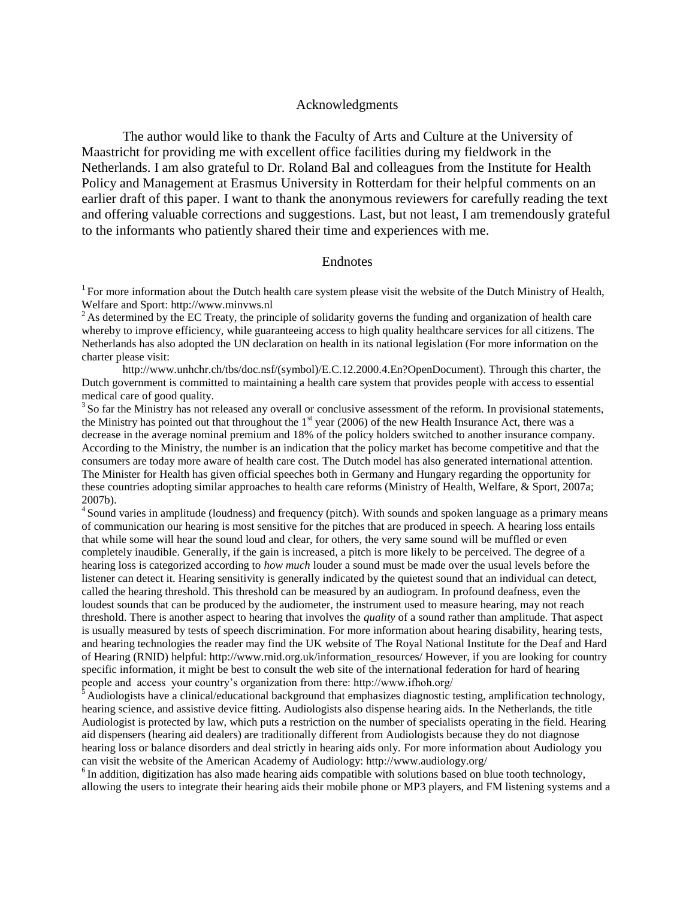## Acknowledgments

The author would like to thank the Faculty of Arts and Culture at the University of Maastricht for providing me with excellent office facilities during my fieldwork in the Netherlands. I am also grateful to Dr. Roland Bal and colleagues from the Institute for Health Policy and Management at Erasmus University in Rotterdam for their helpful comments on an earlier draft of this paper. I want to thank the anonymous reviewers for carefully reading the text and offering valuable corrections and suggestions. Last, but not least, I am tremendously grateful to the informants who patiently shared their time and experiences with me.

## Endnotes

[1] For more information about the Dutch health care system please visit the website of the Dutch Ministry of Health, Welfare and Sport: http://www.minvws.nl

[2] As determined by the EC Treaty, the principle of solidarity governs the funding and organization of health care whereby to improve efficiency, while guaranteeing access to high quality healthcare services for all citizens. The Netherlands has also adopted the UN declaration on health in its national legislation (For more information on the charter please visit:

http://www.unhchr.ch/tbs/doc.nsf/(symbol)/E.C.12.2000.4.En?OpenDocument). Through this charter, the Dutch government is committed to maintaining a health care system that provides people with access to essential medical care of good quality.

[3] So far the Ministry has not released any overall or conclusive assessment of the reform. In provisional statements, the Ministry has pointed out that throughout the 1st year (2006) of the new Health Insurance Act, there was a decrease in the average nominal premium and 18% of the policy holders switched to another insurance company. According to the Ministry, the number is an indication that the policy market has become competitive and that the consumers are today more aware of health care cost. The Dutch model has also generated international attention. The Minister for Health has given official speeches both in Germany and Hungary regarding the opportunity for these countries adopting similar approaches to health care reforms (Ministry of Health, Welfare, & Sport, 2007a; 2007b).

[4] Sound varies in amplitude (loudness) and frequency (pitch). With sounds and spoken language as a primary means of communication our hearing is most sensitive for the pitches that are produced in speech. A hearing loss entails that while some will hear the sound loud and clear, for others, the very same sound will be muffled or even completely inaudible. Generally, if the gain is increased, a pitch is more likely to be perceived. The degree of a hearing loss is categorized according to *how much* louder a sound must be made over the usual levels before the listener can detect it. Hearing sensitivity is generally indicated by the quietest sound that an individual can detect, called the hearing threshold. This threshold can be measured by an audiogram. In profound deafness, even the loudest sounds that can be produced by the audiometer, the instrument used to measure hearing, may not reach threshold. There is another aspect to hearing that involves the *quality* of a sound rather than amplitude. That aspect is usually measured by tests of speech discrimination. For more information about hearing disability, hearing tests, and hearing technologies the reader may find the UK website of The Royal National Institute for the Deaf and Hard of Hearing (RNID) helpful: http://www.rnid.org.uk/information_resources/ However, if you are looking for country specific information, it might be best to consult the web site of the international federation for hard of hearing people and access your country's organization from there: http://www.ifhoh.org/

[5] Audiologists have a clinical/educational background that emphasizes diagnostic testing, amplification technology, hearing science, and assistive device fitting. Audiologists also dispense hearing aids. In the Netherlands, the title Audiologist is protected by law, which puts a restriction on the number of specialists operating in the field. Hearing aid dispensers (hearing aid dealers) are traditionally different from Audiologists because they do not diagnose hearing loss or balance disorders and deal strictly in hearing aids only. For more information about Audiology you can visit the website of the American Academy of Audiology: http://www.audiology.org/

[6] In addition, digitization has also made hearing aids compatible with solutions based on blue tooth technology, allowing the users to integrate their hearing aids their mobile phone or MP3 players, and FM listening systems and a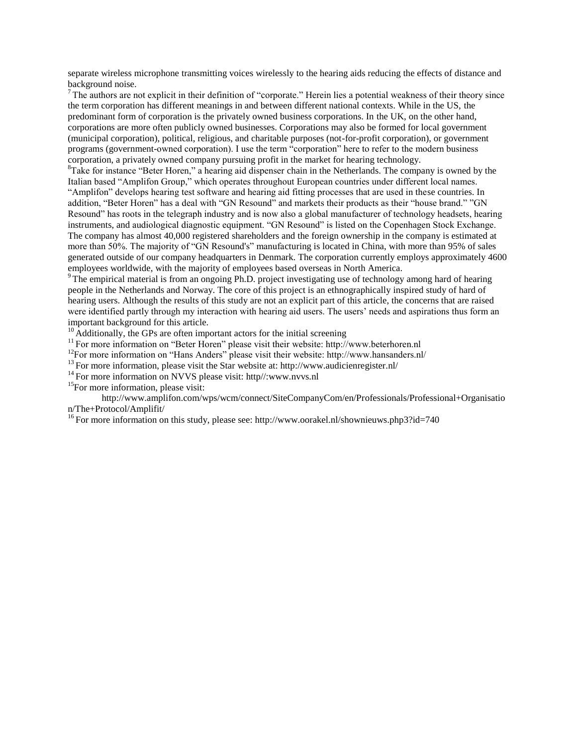separate wireless microphone transmitting voices wirelessly to the hearing aids reducing the effects of distance and background noise.

[7] The authors are not explicit in their definition of "corporate." Herein lies a potential weakness of their theory since the term corporation has different meanings in and between different national contexts. While in the US, the predominant form of corporation is the privately owned business corporations. In the UK, on the other hand, corporations are more often publicly owned businesses. Corporations may also be formed for local government (municipal corporation), political, religious, and charitable purposes (not-for-profit corporation), or government programs (government-owned corporation). I use the term "corporation" here to refer to the modern business corporation, a privately owned company pursuing profit in the market for hearing technology.

[8] Take for instance "Beter Horen," a hearing aid dispenser chain in the Netherlands. The company is owned by the Italian based "Amplifon Group," which operates throughout European countries under different local names. "Amplifon" develops hearing test software and hearing aid fitting processes that are used in these countries. In addition, "Beter Horen" has a deal with "GN Resound" and markets their products as their "house brand." "GN Resound" has roots in the telegraph industry and is now also a global manufacturer of technology headsets, hearing instruments, and audiological diagnostic equipment. "GN Resound" is listed on the Copenhagen Stock Exchange. The company has almost 40,000 registered shareholders and the foreign ownership in the company is estimated at more than 50%. The majority of "GN Resound's" manufacturing is located in China, with more than 95% of sales generated outside of our company headquarters in Denmark. The corporation currently employs approximately 4600 employees worldwide, with the majority of employees based overseas in North America.

[9] The empirical material is from an ongoing Ph.D. project investigating use of technology among hard of hearing people in the Netherlands and Norway. The core of this project is an ethnographically inspired study of hard of hearing users. Although the results of this study are not an explicit part of this article, the concerns that are raised were identified partly through my interaction with hearing aid users. The users' needs and aspirations thus form an important background for this article.

[10] Additionally, the GPs are often important actors for the initial screening

[11] For more information on "Beter Horen" please visit their website: http://www.beterhoren.nl

[12] For more information on "Hans Anders" please visit their website: http://www.hansanders.nl/

[13] For more information, please visit the Star website at: http://www.audicienregister.nl/

[14] For more information on NVVS please visit: http//:www.nvvs.nl

[15] For more information, please visit:

http://www.amplifon.com/wps/wcm/connect/SiteCompanyCom/en/Professionals/Professional+Organisation/The+Protocol/Amplifit/

[16] For more information on this study, please see: http://www.oorakel.nl/shownieuws.php3?id=740